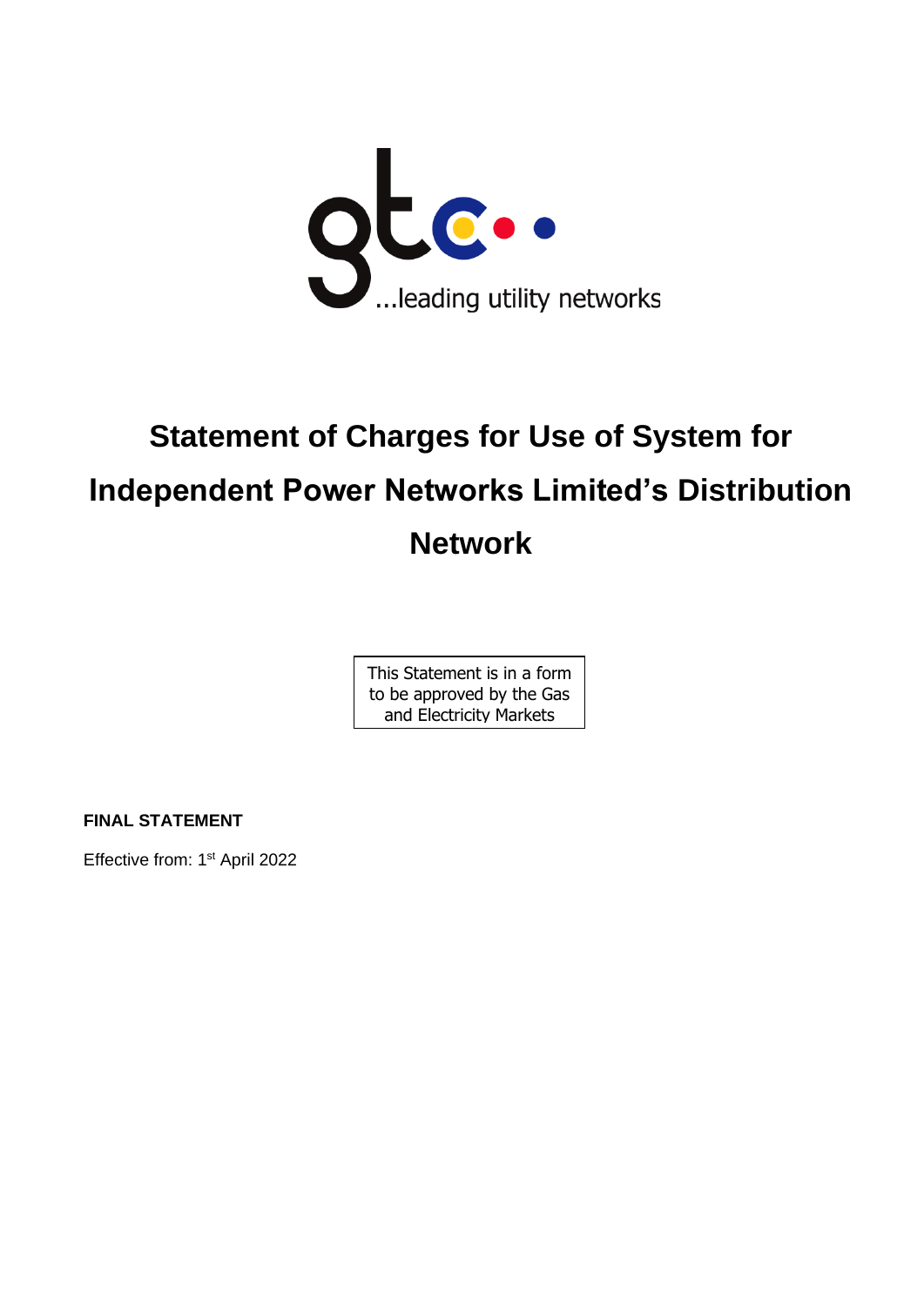# Statement of Charges for Use of System for Independent Power Networks Limited's Distribution Network

This Statement is in a form to be approved by the Gas and Electricity Markets

**FINAL STATEMENT**

Effective from: 1st April 2022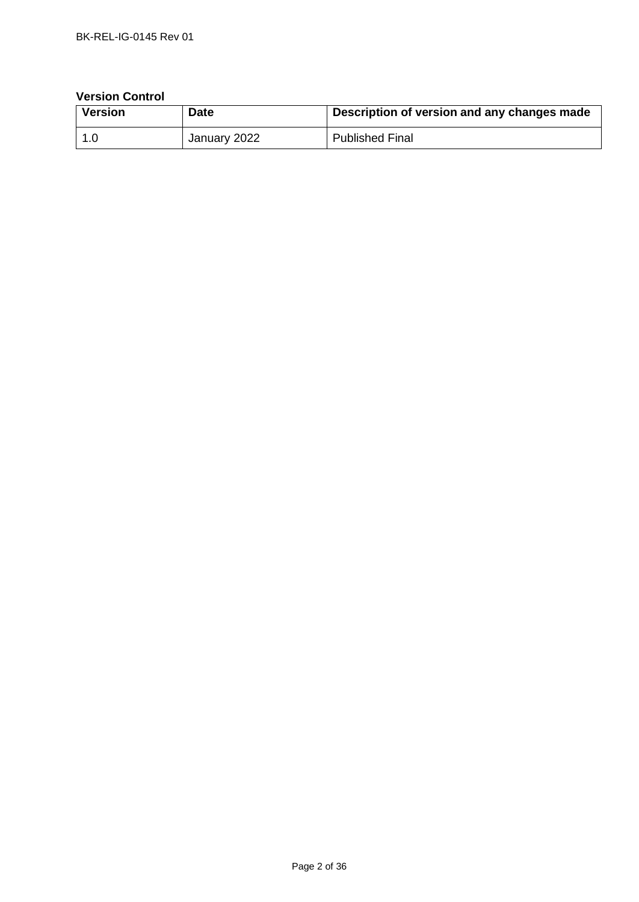**Version Control**

| Version | Date | Description of version and any changes made |
|---|---|---|
| 1.0 | January 2022 | Published Final |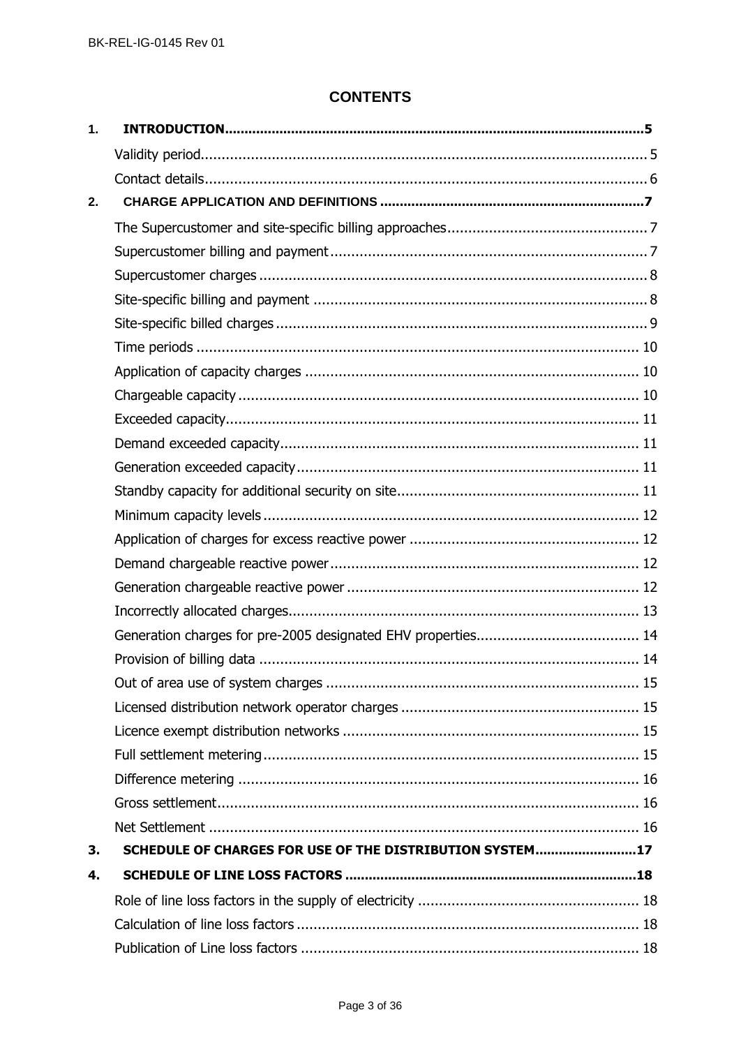# CONTENTS

| | | |
|---|---|---|
| **1.** | **INTRODUCTION** | **5** |
| | Validity period | 5 |
| | Contact details | 6 |
| **2.** | **CHARGE APPLICATION AND DEFINITIONS** | **7** |
| | The Supercustomer and site-specific billing approaches | 7 |
| | Supercustomer billing and payment | 7 |
| | Supercustomer charges | 8 |
| | Site-specific billing and payment | 8 |
| | Site-specific billed charges | 9 |
| | Time periods | 10 |
| | Application of capacity charges | 10 |
| | Chargeable capacity | 10 |
| | Exceeded capacity | 11 |
| | Demand exceeded capacity | 11 |
| | Generation exceeded capacity | 11 |
| | Standby capacity for additional security on site | 11 |
| | Minimum capacity levels | 12 |
| | Application of charges for excess reactive power | 12 |
| | Demand chargeable reactive power | 12 |
| | Generation chargeable reactive power | 12 |
| | Incorrectly allocated charges | 13 |
| | Generation charges for pre-2005 designated EHV properties | 14 |
| | Provision of billing data | 14 |
| | Out of area use of system charges | 15 |
| | Licensed distribution network operator charges | 15 |
| | Licence exempt distribution networks | 15 |
| | Full settlement metering | 15 |
| | Difference metering | 16 |
| | Gross settlement | 16 |
| | Net Settlement | 16 |
| **3.** | **SCHEDULE OF CHARGES FOR USE OF THE DISTRIBUTION SYSTEM** | **17** |
| **4.** | **SCHEDULE OF LINE LOSS FACTORS** | **18** |
| | Role of line loss factors in the supply of electricity | 18 |
| | Calculation of line loss factors | 18 |
| | Publication of Line loss factors | 18 |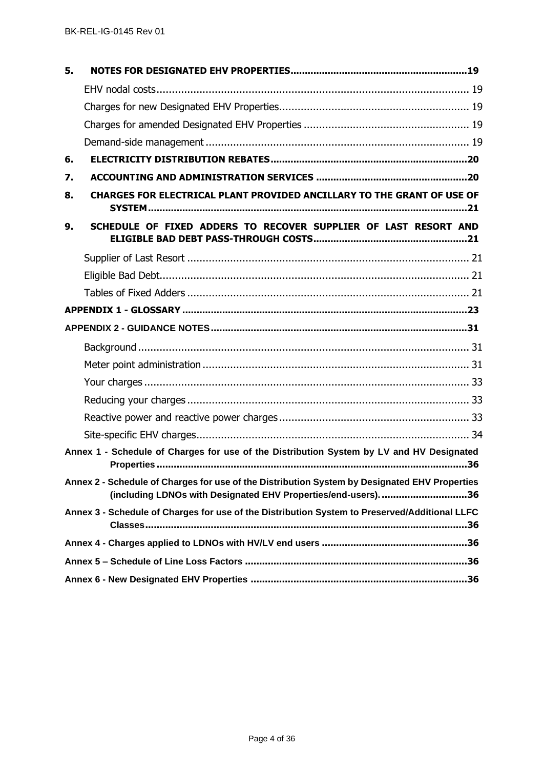**5. NOTES FOR DESIGNATED EHV PROPERTIES ............................................................ 19**

EHV nodal costs ............................................................................................... 19

Charges for new Designated EHV Properties ............................................................ 19

Charges for amended Designated EHV Properties ..................................................... 19

Demand-side management ..................................................................................... 19

**6. ELECTRICITY DISTRIBUTION REBATES .................................................................. 20**

**7. ACCOUNTING AND ADMINISTRATION SERVICES .................................................... 20**

**8. CHARGES FOR ELECTRICAL PLANT PROVIDED ANCILLARY TO THE GRANT OF USE OF SYSTEM ........................................................................................................... 21**

**9. SCHEDULE OF FIXED ADDERS TO RECOVER SUPPLIER OF LAST RESORT AND ELIGIBLE BAD DEBT PASS-THROUGH COSTS ..................................................... 21**

Supplier of Last Resort .......................................................................................... 21

Eligible Bad Debt .................................................................................................. 21

Tables of Fixed Adders .......................................................................................... 21

**APPENDIX 1 - GLOSSARY ....................................................................................... 23**

**APPENDIX 2 - GUIDANCE NOTES ............................................................................. 31**

Background .......................................................................................................... 31

Meter point administration ..................................................................................... 31

Your charges ........................................................................................................ 33

Reducing your charges .......................................................................................... 33

Reactive power and reactive power charges ............................................................ 33

Site-specific EHV charges ....................................................................................... 34

**Annex 1 - Schedule of Charges for use of the Distribution System by LV and HV Designated Properties ............................................................................................................ 36**

**Annex 2 - Schedule of Charges for use of the Distribution System by Designated EHV Properties (including LDNOs with Designated EHV Properties/end-users). ............................ 36**

**Annex 3 - Schedule of Charges for use of the Distribution System to Preserved/Additional LLFC Classes ............................................................................................................... 36**

**Annex 4 - Charges applied to LDNOs with HV/LV end users ............................................ 36**

**Annex 5 – Schedule of Line Loss Factors ........................................................................ 36**

**Annex 6 - New Designated EHV Properties ..................................................................... 36**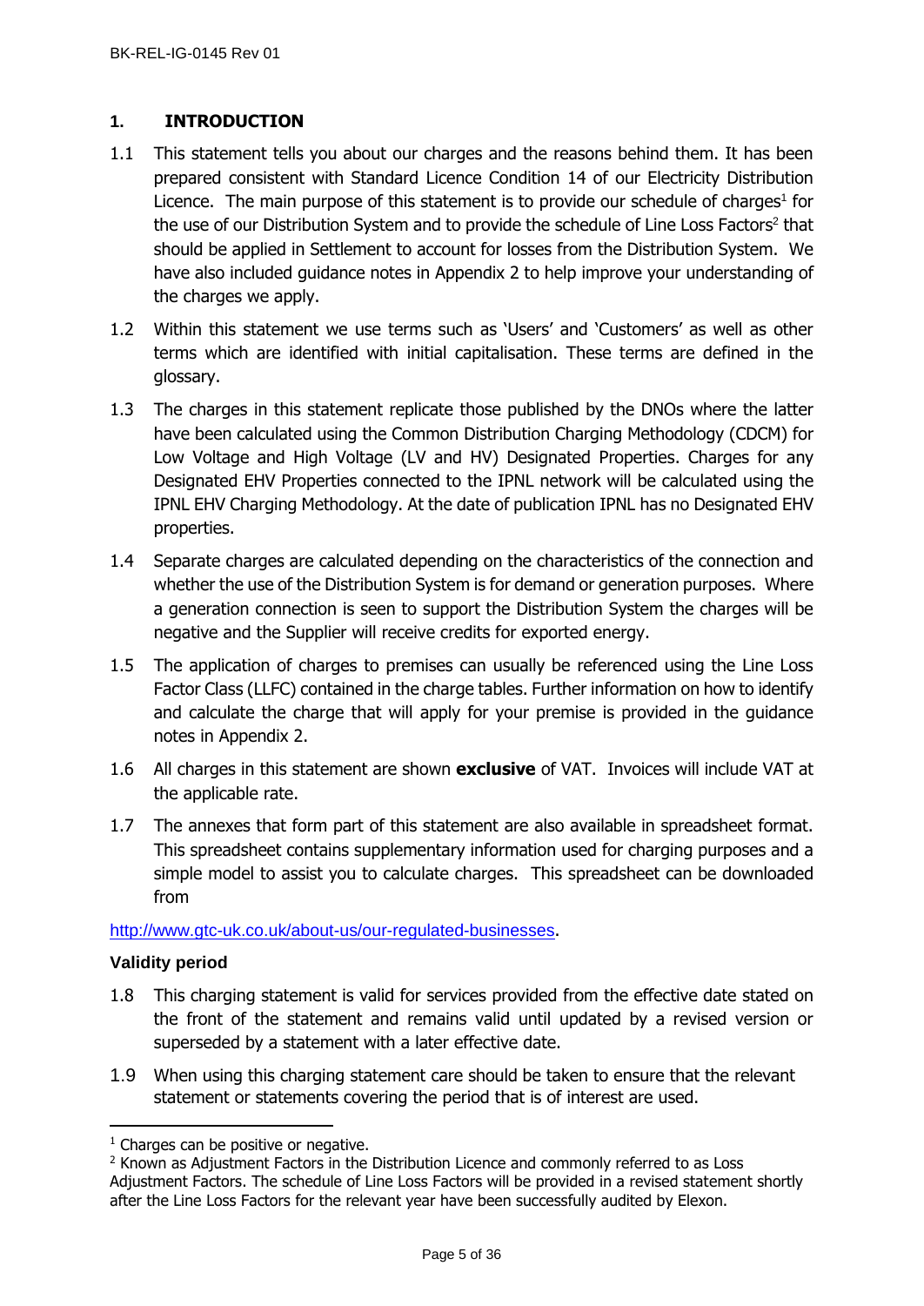# 1. INTRODUCTION

1.1 This statement tells you about our charges and the reasons behind them. It has been prepared consistent with Standard Licence Condition 14 of our Electricity Distribution Licence. The main purpose of this statement is to provide our schedule of charges[1] for the use of our Distribution System and to provide the schedule of Line Loss Factors[2] that should be applied in Settlement to account for losses from the Distribution System. We have also included guidance notes in Appendix 2 to help improve your understanding of the charges we apply.

1.2 Within this statement we use terms such as 'Users' and 'Customers' as well as other terms which are identified with initial capitalisation. These terms are defined in the glossary.

1.3 The charges in this statement replicate those published by the DNOs where the latter have been calculated using the Common Distribution Charging Methodology (CDCM) for Low Voltage and High Voltage (LV and HV) Designated Properties. Charges for any Designated EHV Properties connected to the IPNL network will be calculated using the IPNL EHV Charging Methodology. At the date of publication IPNL has no Designated EHV properties.

1.4 Separate charges are calculated depending on the characteristics of the connection and whether the use of the Distribution System is for demand or generation purposes. Where a generation connection is seen to support the Distribution System the charges will be negative and the Supplier will receive credits for exported energy.

1.5 The application of charges to premises can usually be referenced using the Line Loss Factor Class (LLFC) contained in the charge tables. Further information on how to identify and calculate the charge that will apply for your premise is provided in the guidance notes in Appendix 2.

1.6 All charges in this statement are shown **exclusive** of VAT. Invoices will include VAT at the applicable rate.

1.7 The annexes that form part of this statement are also available in spreadsheet format. This spreadsheet contains supplementary information used for charging purposes and a simple model to assist you to calculate charges. This spreadsheet can be downloaded from

http://www.gtc-uk.co.uk/about-us/our-regulated-businesses.

### Validity period

1.8 This charging statement is valid for services provided from the effective date stated on the front of the statement and remains valid until updated by a revised version or superseded by a statement with a later effective date.

1.9 When using this charging statement care should be taken to ensure that the relevant statement or statements covering the period that is of interest are used.

---

[1] Charges can be positive or negative.

[2] Known as Adjustment Factors in the Distribution Licence and commonly referred to as Loss Adjustment Factors. The schedule of Line Loss Factors will be provided in a revised statement shortly after the Line Loss Factors for the relevant year have been successfully audited by Elexon.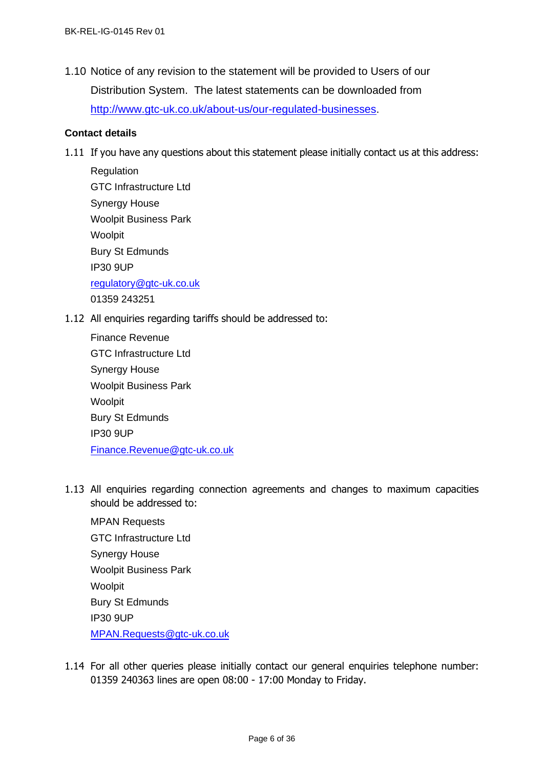1.10 Notice of any revision to the statement will be provided to Users of our Distribution System. The latest statements can be downloaded from http://www.gtc-uk.co.uk/about-us/our-regulated-businesses.

**Contact details**

1.11 If you have any questions about this statement please initially contact us at this address:

Regulation
GTC Infrastructure Ltd
Synergy House
Woolpit Business Park
Woolpit
Bury St Edmunds
IP30 9UP
regulatory@gtc-uk.co.uk
01359 243251

1.12 All enquiries regarding tariffs should be addressed to:

Finance Revenue
GTC Infrastructure Ltd
Synergy House
Woolpit Business Park
Woolpit
Bury St Edmunds
IP30 9UP
Finance.Revenue@gtc-uk.co.uk

1.13 All enquiries regarding connection agreements and changes to maximum capacities should be addressed to:

MPAN Requests
GTC Infrastructure Ltd
Synergy House
Woolpit Business Park
Woolpit
Bury St Edmunds
IP30 9UP
MPAN.Requests@gtc-uk.co.uk

1.14 For all other queries please initially contact our general enquiries telephone number: 01359 240363 lines are open 08:00 - 17:00 Monday to Friday.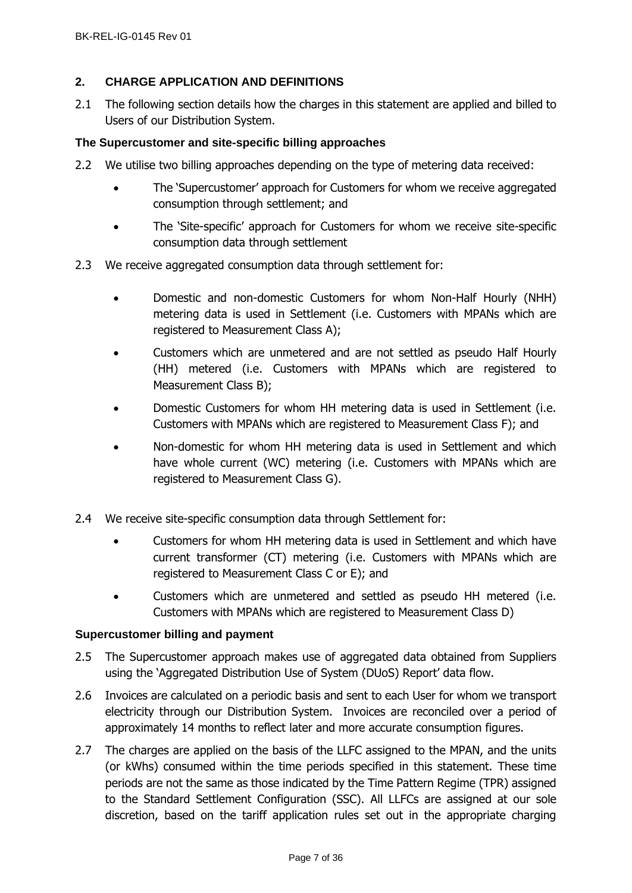## 2. CHARGE APPLICATION AND DEFINITIONS

2.1 The following section details how the charges in this statement are applied and billed to Users of our Distribution System.

### The Supercustomer and site-specific billing approaches

2.2 We utilise two billing approaches depending on the type of metering data received:

- The 'Supercustomer' approach for Customers for whom we receive aggregated consumption through settlement; and
- The 'Site-specific' approach for Customers for whom we receive site-specific consumption data through settlement

2.3 We receive aggregated consumption data through settlement for:

- Domestic and non-domestic Customers for whom Non-Half Hourly (NHH) metering data is used in Settlement (i.e. Customers with MPANs which are registered to Measurement Class A);
- Customers which are unmetered and are not settled as pseudo Half Hourly (HH) metered (i.e. Customers with MPANs which are registered to Measurement Class B);
- Domestic Customers for whom HH metering data is used in Settlement (i.e. Customers with MPANs which are registered to Measurement Class F); and
- Non-domestic for whom HH metering data is used in Settlement and which have whole current (WC) metering (i.e. Customers with MPANs which are registered to Measurement Class G).

2.4 We receive site-specific consumption data through Settlement for:

- Customers for whom HH metering data is used in Settlement and which have current transformer (CT) metering (i.e. Customers with MPANs which are registered to Measurement Class C or E); and
- Customers which are unmetered and settled as pseudo HH metered (i.e. Customers with MPANs which are registered to Measurement Class D)

### Supercustomer billing and payment

2.5 The Supercustomer approach makes use of aggregated data obtained from Suppliers using the 'Aggregated Distribution Use of System (DUoS) Report' data flow.

2.6 Invoices are calculated on a periodic basis and sent to each User for whom we transport electricity through our Distribution System. Invoices are reconciled over a period of approximately 14 months to reflect later and more accurate consumption figures.

2.7 The charges are applied on the basis of the LLFC assigned to the MPAN, and the units (or kWhs) consumed within the time periods specified in this statement. These time periods are not the same as those indicated by the Time Pattern Regime (TPR) assigned to the Standard Settlement Configuration (SSC). All LLFCs are assigned at our sole discretion, based on the tariff application rules set out in the appropriate charging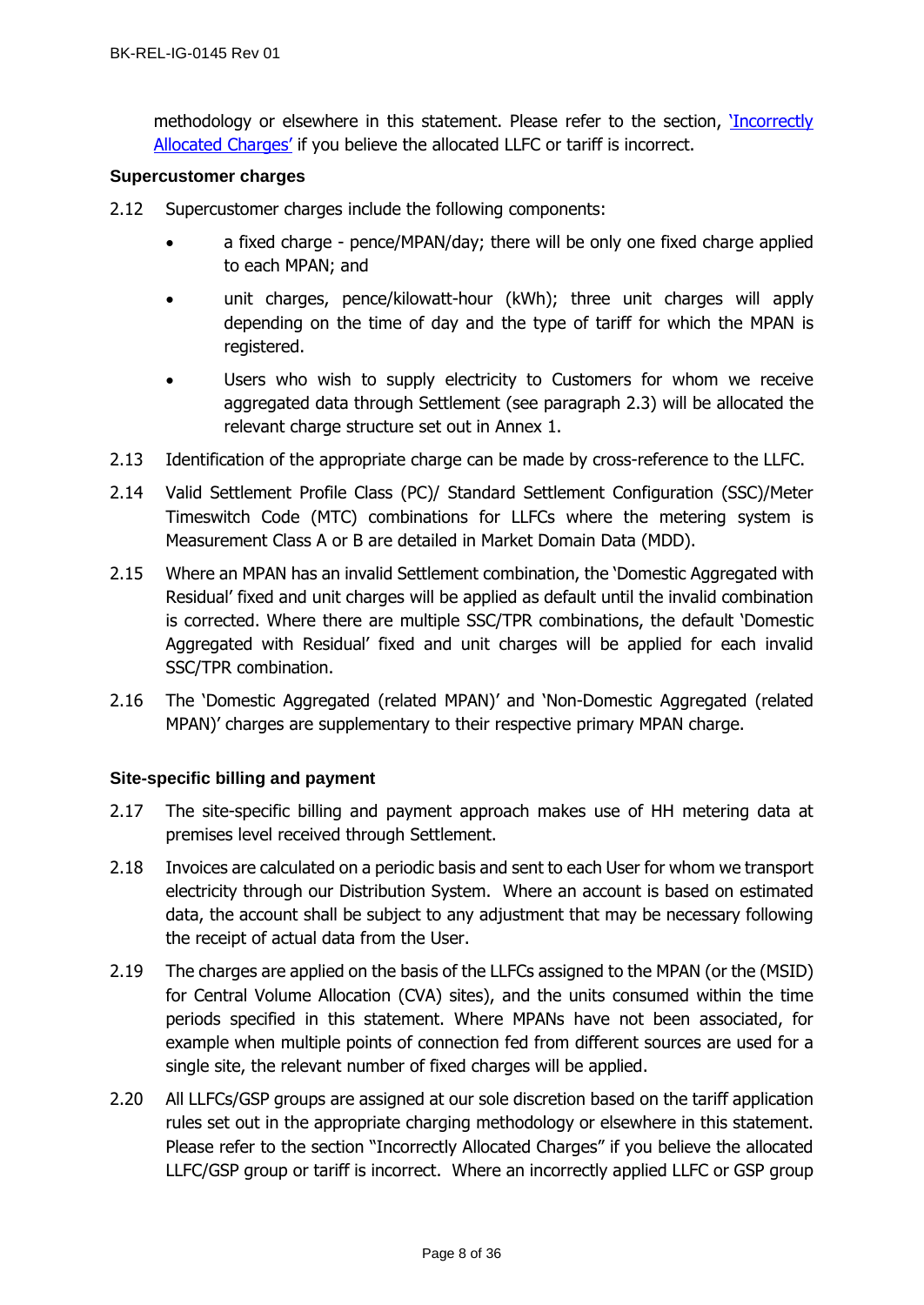methodology or elsewhere in this statement. Please refer to the section, 'Incorrectly Allocated Charges' if you believe the allocated LLFC or tariff is incorrect.

**Supercustomer charges**

2.12 Supercustomer charges include the following components:

- a fixed charge - pence/MPAN/day; there will be only one fixed charge applied to each MPAN; and
- unit charges, pence/kilowatt-hour (kWh); three unit charges will apply depending on the time of day and the type of tariff for which the MPAN is registered.
- Users who wish to supply electricity to Customers for whom we receive aggregated data through Settlement (see paragraph 2.3) will be allocated the relevant charge structure set out in Annex 1.

2.13 Identification of the appropriate charge can be made by cross-reference to the LLFC.

2.14 Valid Settlement Profile Class (PC)/ Standard Settlement Configuration (SSC)/Meter Timeswitch Code (MTC) combinations for LLFCs where the metering system is Measurement Class A or B are detailed in Market Domain Data (MDD).

2.15 Where an MPAN has an invalid Settlement combination, the 'Domestic Aggregated with Residual' fixed and unit charges will be applied as default until the invalid combination is corrected. Where there are multiple SSC/TPR combinations, the default 'Domestic Aggregated with Residual' fixed and unit charges will be applied for each invalid SSC/TPR combination.

2.16 The 'Domestic Aggregated (related MPAN)' and 'Non-Domestic Aggregated (related MPAN)' charges are supplementary to their respective primary MPAN charge.

**Site-specific billing and payment**

2.17 The site-specific billing and payment approach makes use of HH metering data at premises level received through Settlement.

2.18 Invoices are calculated on a periodic basis and sent to each User for whom we transport electricity through our Distribution System. Where an account is based on estimated data, the account shall be subject to any adjustment that may be necessary following the receipt of actual data from the User.

2.19 The charges are applied on the basis of the LLFCs assigned to the MPAN (or the (MSID) for Central Volume Allocation (CVA) sites), and the units consumed within the time periods specified in this statement. Where MPANs have not been associated, for example when multiple points of connection fed from different sources are used for a single site, the relevant number of fixed charges will be applied.

2.20 All LLFCs/GSP groups are assigned at our sole discretion based on the tariff application rules set out in the appropriate charging methodology or elsewhere in this statement. Please refer to the section "Incorrectly Allocated Charges" if you believe the allocated LLFC/GSP group or tariff is incorrect. Where an incorrectly applied LLFC or GSP group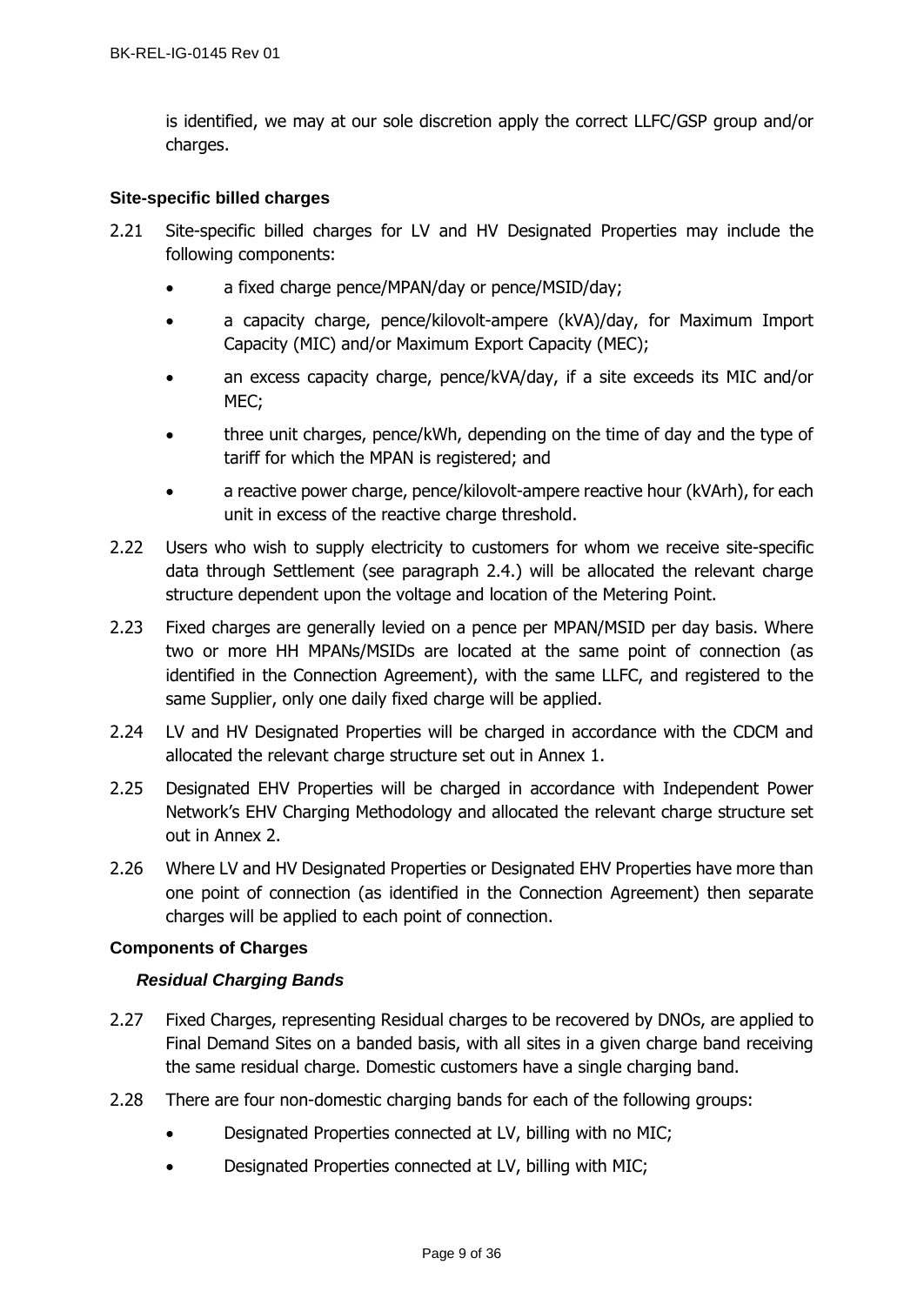is identified, we may at our sole discretion apply the correct LLFC/GSP group and/or charges.

**Site-specific billed charges**

2.21 Site-specific billed charges for LV and HV Designated Properties may include the following components:

- a fixed charge pence/MPAN/day or pence/MSID/day;
- a capacity charge, pence/kilovolt-ampere (kVA)/day, for Maximum Import Capacity (MIC) and/or Maximum Export Capacity (MEC);
- an excess capacity charge, pence/kVA/day, if a site exceeds its MIC and/or MEC;
- three unit charges, pence/kWh, depending on the time of day and the type of tariff for which the MPAN is registered; and
- a reactive power charge, pence/kilovolt-ampere reactive hour (kVArh), for each unit in excess of the reactive charge threshold.

2.22 Users who wish to supply electricity to customers for whom we receive site-specific data through Settlement (see paragraph 2.4.) will be allocated the relevant charge structure dependent upon the voltage and location of the Metering Point.

2.23 Fixed charges are generally levied on a pence per MPAN/MSID per day basis. Where two or more HH MPANs/MSIDs are located at the same point of connection (as identified in the Connection Agreement), with the same LLFC, and registered to the same Supplier, only one daily fixed charge will be applied.

2.24 LV and HV Designated Properties will be charged in accordance with the CDCM and allocated the relevant charge structure set out in Annex 1.

2.25 Designated EHV Properties will be charged in accordance with Independent Power Network's EHV Charging Methodology and allocated the relevant charge structure set out in Annex 2.

2.26 Where LV and HV Designated Properties or Designated EHV Properties have more than one point of connection (as identified in the Connection Agreement) then separate charges will be applied to each point of connection.

**Components of Charges**

***Residual Charging Bands***

2.27 Fixed Charges, representing Residual charges to be recovered by DNOs, are applied to Final Demand Sites on a banded basis, with all sites in a given charge band receiving the same residual charge. Domestic customers have a single charging band.

2.28 There are four non-domestic charging bands for each of the following groups:

- Designated Properties connected at LV, billing with no MIC;
- Designated Properties connected at LV, billing with MIC;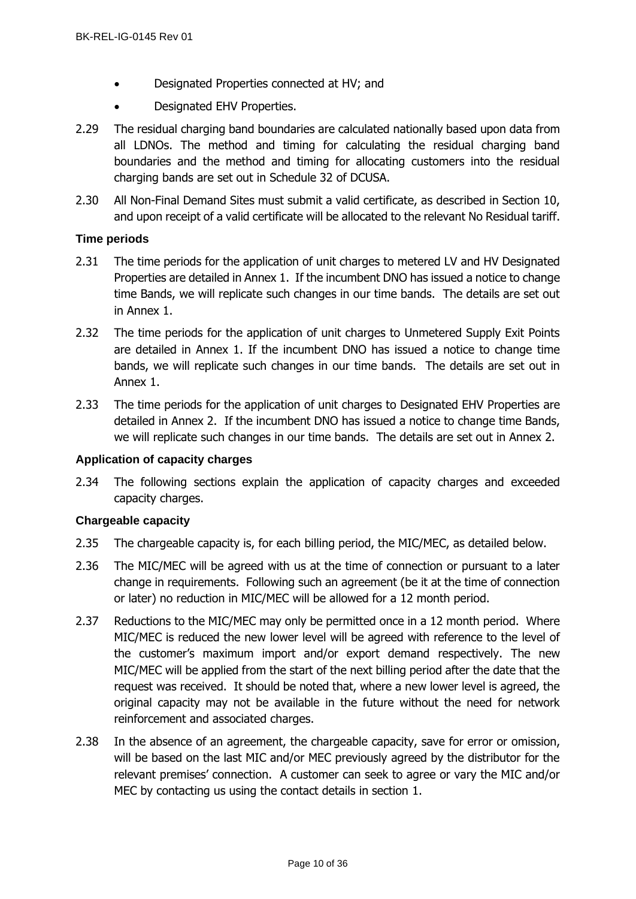- Designated Properties connected at HV; and
- Designated EHV Properties.

2.29 The residual charging band boundaries are calculated nationally based upon data from all LDNOs. The method and timing for calculating the residual charging band boundaries and the method and timing for allocating customers into the residual charging bands are set out in Schedule 32 of DCUSA.

2.30 All Non-Final Demand Sites must submit a valid certificate, as described in Section 10, and upon receipt of a valid certificate will be allocated to the relevant No Residual tariff.

### Time periods

2.31 The time periods for the application of unit charges to metered LV and HV Designated Properties are detailed in Annex 1. If the incumbent DNO has issued a notice to change time Bands, we will replicate such changes in our time bands. The details are set out in Annex 1.

2.32 The time periods for the application of unit charges to Unmetered Supply Exit Points are detailed in Annex 1. If the incumbent DNO has issued a notice to change time bands, we will replicate such changes in our time bands. The details are set out in Annex 1.

2.33 The time periods for the application of unit charges to Designated EHV Properties are detailed in Annex 2. If the incumbent DNO has issued a notice to change time Bands, we will replicate such changes in our time bands. The details are set out in Annex 2.

### Application of capacity charges

2.34 The following sections explain the application of capacity charges and exceeded capacity charges.

### Chargeable capacity

2.35 The chargeable capacity is, for each billing period, the MIC/MEC, as detailed below.

2.36 The MIC/MEC will be agreed with us at the time of connection or pursuant to a later change in requirements. Following such an agreement (be it at the time of connection or later) no reduction in MIC/MEC will be allowed for a 12 month period.

2.37 Reductions to the MIC/MEC may only be permitted once in a 12 month period. Where MIC/MEC is reduced the new lower level will be agreed with reference to the level of the customer's maximum import and/or export demand respectively. The new MIC/MEC will be applied from the start of the next billing period after the date that the request was received. It should be noted that, where a new lower level is agreed, the original capacity may not be available in the future without the need for network reinforcement and associated charges.

2.38 In the absence of an agreement, the chargeable capacity, save for error or omission, will be based on the last MIC and/or MEC previously agreed by the distributor for the relevant premises' connection. A customer can seek to agree or vary the MIC and/or MEC by contacting us using the contact details in section 1.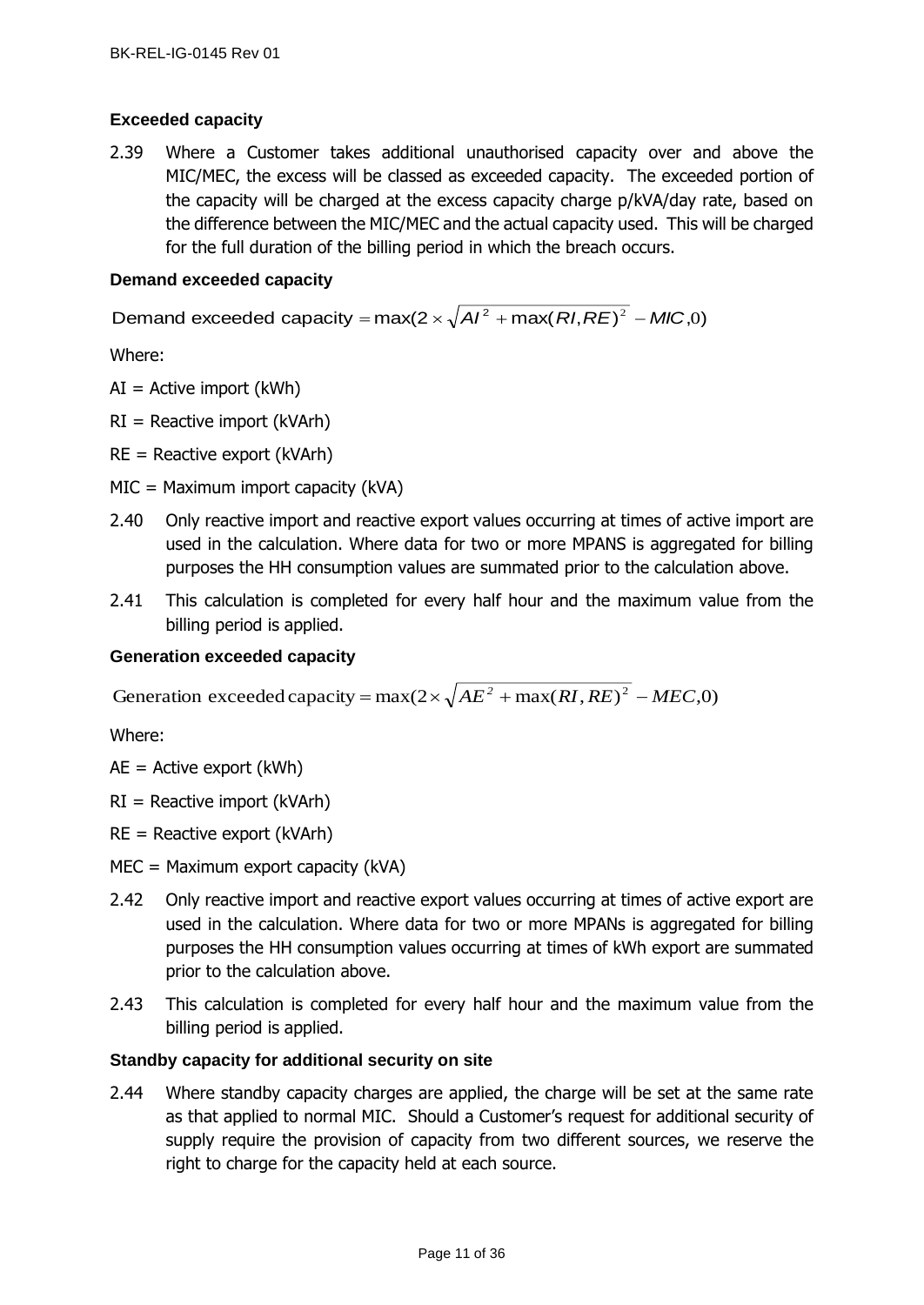### Exceeded capacity

2.39 Where a Customer takes additional unauthorised capacity over and above the MIC/MEC, the excess will be classed as exceeded capacity. The exceeded portion of the capacity will be charged at the excess capacity charge p/kVA/day rate, based on the difference between the MIC/MEC and the actual capacity used. This will be charged for the full duration of the billing period in which the breach occurs.

### Demand exceeded capacity

$$\text{Demand exceeded capacity} = \max(2 \times \sqrt{AI^2 + \max(RI, RE)^2} - MIC, 0)$$

Where:

AI = Active import (kWh)

RI = Reactive import (kVArh)

RE = Reactive export (kVArh)

MIC = Maximum import capacity (kVA)

2.40 Only reactive import and reactive export values occurring at times of active import are used in the calculation. Where data for two or more MPANS is aggregated for billing purposes the HH consumption values are summated prior to the calculation above.

2.41 This calculation is completed for every half hour and the maximum value from the billing period is applied.

### Generation exceeded capacity

$$\text{Generation exceeded capacity} = \max(2 \times \sqrt{AE^2 + \max(RI, RE)^2} - MEC, 0)$$

Where:

AE = Active export (kWh)

RI = Reactive import (kVArh)

RE = Reactive export (kVArh)

MEC = Maximum export capacity (kVA)

2.42 Only reactive import and reactive export values occurring at times of active export are used in the calculation. Where data for two or more MPANs is aggregated for billing purposes the HH consumption values occurring at times of kWh export are summated prior to the calculation above.

2.43 This calculation is completed for every half hour and the maximum value from the billing period is applied.

### Standby capacity for additional security on site

2.44 Where standby capacity charges are applied, the charge will be set at the same rate as that applied to normal MIC. Should a Customer's request for additional security of supply require the provision of capacity from two different sources, we reserve the right to charge for the capacity held at each source.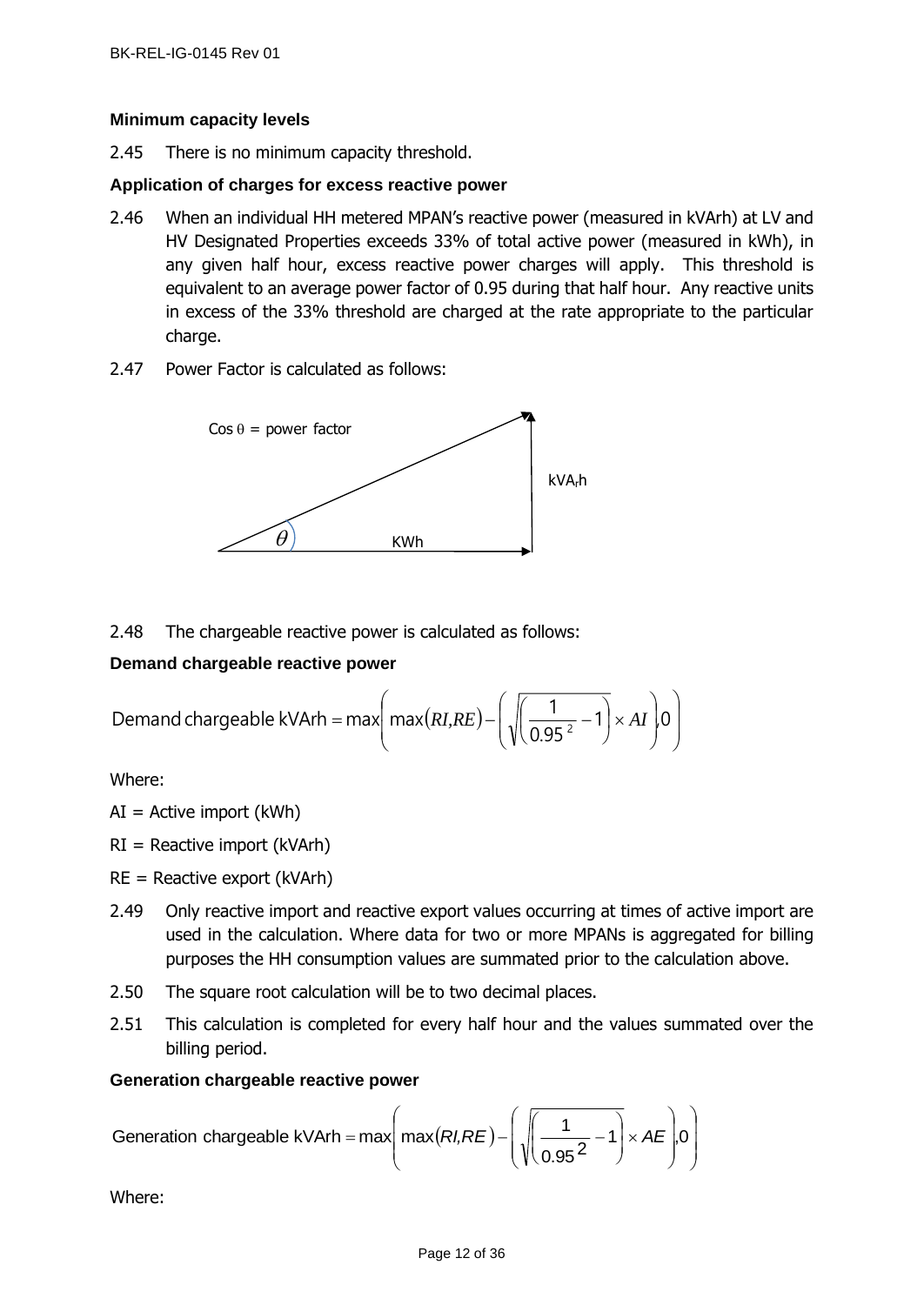**Minimum capacity levels**

2.45 There is no minimum capacity threshold.

**Application of charges for excess reactive power**

2.46 When an individual HH metered MPAN's reactive power (measured in kVArh) at LV and HV Designated Properties exceeds 33% of total active power (measured in kWh), in any given half hour, excess reactive power charges will apply. This threshold is equivalent to an average power factor of 0.95 during that half hour. Any reactive units in excess of the 33% threshold are charged at the rate appropriate to the particular charge.

2.47 Power Factor is calculated as follows:

Cos θ = power factor

$\theta$

KWh

$kVA_rh$

2.48 The chargeable reactive power is calculated as follows:

**Demand chargeable reactive power**

$$\text{Demand chargeable kVArh} = \max\left( \max(RI, RE) - \left( \sqrt{\left( \frac{1}{0.95^2} - 1 \right)} \times AI \right), 0 \right)$$

Where:

AI = Active import (kWh)

RI = Reactive import (kVArh)

RE = Reactive export (kVArh)

2.49 Only reactive import and reactive export values occurring at times of active import are used in the calculation. Where data for two or more MPANs is aggregated for billing purposes the HH consumption values are summated prior to the calculation above.

2.50 The square root calculation will be to two decimal places.

2.51 This calculation is completed for every half hour and the values summated over the billing period.

**Generation chargeable reactive power**

$$\text{Generation chargeable kVArh} = \max\left( \max(RI, RE) - \left( \sqrt{\left( \frac{1}{0.95^2} - 1 \right)} \times AE \right), 0 \right)$$

Where: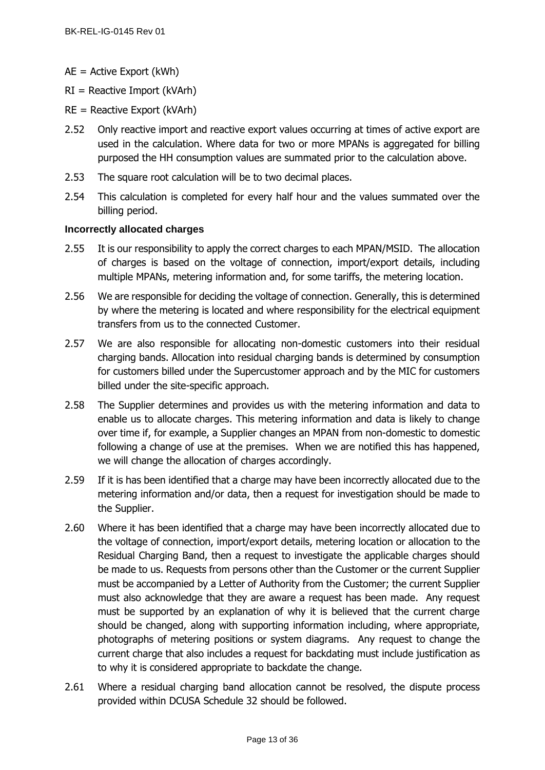AE = Active Export (kWh)

RI = Reactive Import (kVArh)

RE = Reactive Export (kVArh)

2.52 Only reactive import and reactive export values occurring at times of active export are used in the calculation. Where data for two or more MPANs is aggregated for billing purposed the HH consumption values are summated prior to the calculation above.

2.53 The square root calculation will be to two decimal places.

2.54 This calculation is completed for every half hour and the values summated over the billing period.

**Incorrectly allocated charges**

2.55 It is our responsibility to apply the correct charges to each MPAN/MSID. The allocation of charges is based on the voltage of connection, import/export details, including multiple MPANs, metering information and, for some tariffs, the metering location.

2.56 We are responsible for deciding the voltage of connection. Generally, this is determined by where the metering is located and where responsibility for the electrical equipment transfers from us to the connected Customer.

2.57 We are also responsible for allocating non-domestic customers into their residual charging bands. Allocation into residual charging bands is determined by consumption for customers billed under the Supercustomer approach and by the MIC for customers billed under the site-specific approach.

2.58 The Supplier determines and provides us with the metering information and data to enable us to allocate charges. This metering information and data is likely to change over time if, for example, a Supplier changes an MPAN from non-domestic to domestic following a change of use at the premises. When we are notified this has happened, we will change the allocation of charges accordingly.

2.59 If it is has been identified that a charge may have been incorrectly allocated due to the metering information and/or data, then a request for investigation should be made to the Supplier.

2.60 Where it has been identified that a charge may have been incorrectly allocated due to the voltage of connection, import/export details, metering location or allocation to the Residual Charging Band, then a request to investigate the applicable charges should be made to us. Requests from persons other than the Customer or the current Supplier must be accompanied by a Letter of Authority from the Customer; the current Supplier must also acknowledge that they are aware a request has been made. Any request must be supported by an explanation of why it is believed that the current charge should be changed, along with supporting information including, where appropriate, photographs of metering positions or system diagrams. Any request to change the current charge that also includes a request for backdating must include justification as to why it is considered appropriate to backdate the change.

2.61 Where a residual charging band allocation cannot be resolved, the dispute process provided within DCUSA Schedule 32 should be followed.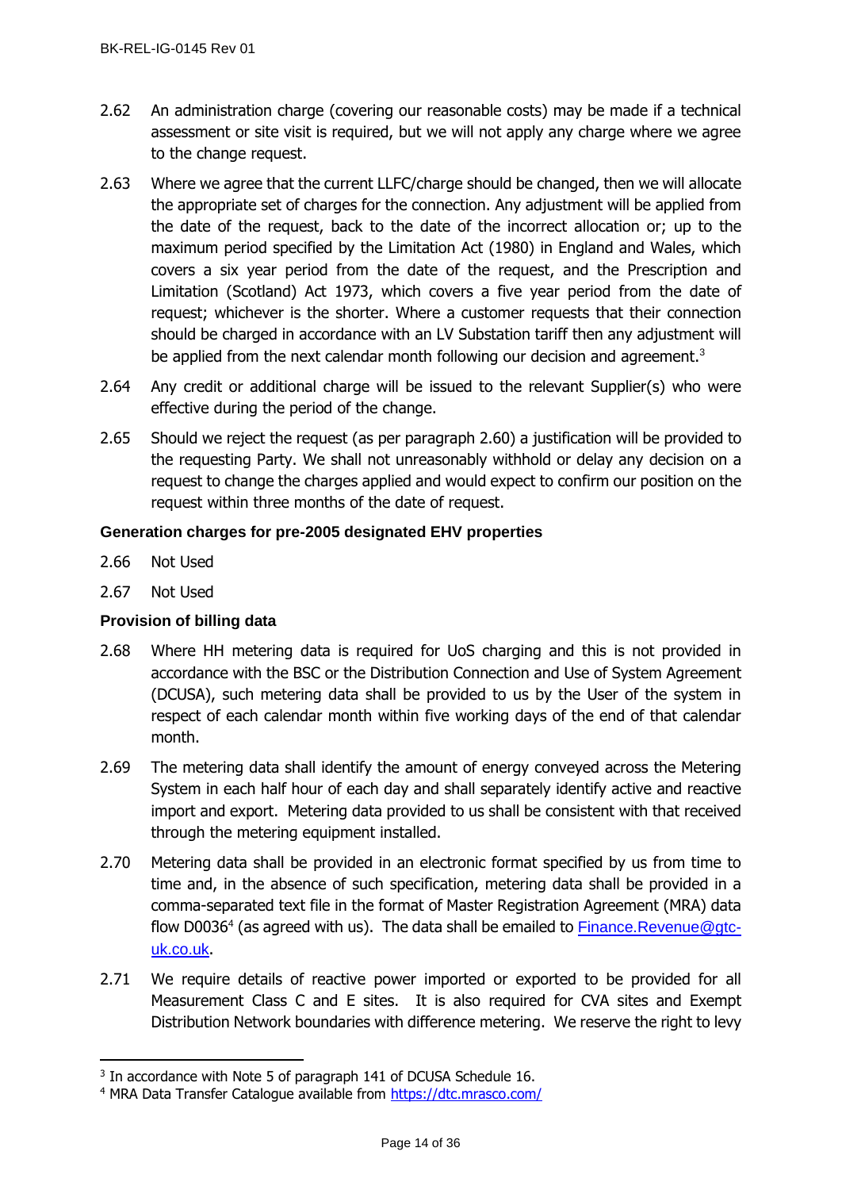2.62 An administration charge (covering our reasonable costs) may be made if a technical assessment or site visit is required, but we will not apply any charge where we agree to the change request.

2.63 Where we agree that the current LLFC/charge should be changed, then we will allocate the appropriate set of charges for the connection. Any adjustment will be applied from the date of the request, back to the date of the incorrect allocation or; up to the maximum period specified by the Limitation Act (1980) in England and Wales, which covers a six year period from the date of the request, and the Prescription and Limitation (Scotland) Act 1973, which covers a five year period from the date of request; whichever is the shorter. Where a customer requests that their connection should be charged in accordance with an LV Substation tariff then any adjustment will be applied from the next calendar month following our decision and agreement.[3]

2.64 Any credit or additional charge will be issued to the relevant Supplier(s) who were effective during the period of the change.

2.65 Should we reject the request (as per paragraph 2.60) a justification will be provided to the requesting Party. We shall not unreasonably withhold or delay any decision on a request to change the charges applied and would expect to confirm our position on the request within three months of the date of request.

**Generation charges for pre-2005 designated EHV properties**

2.66 Not Used

2.67 Not Used

**Provision of billing data**

2.68 Where HH metering data is required for UoS charging and this is not provided in accordance with the BSC or the Distribution Connection and Use of System Agreement (DCUSA), such metering data shall be provided to us by the User of the system in respect of each calendar month within five working days of the end of that calendar month.

2.69 The metering data shall identify the amount of energy conveyed across the Metering System in each half hour of each day and shall separately identify active and reactive import and export. Metering data provided to us shall be consistent with that received through the metering equipment installed.

2.70 Metering data shall be provided in an electronic format specified by us from time to time and, in the absence of such specification, metering data shall be provided in a comma-separated text file in the format of Master Registration Agreement (MRA) data flow D0036[4] (as agreed with us). The data shall be emailed to [Finance.Revenue@gtc-uk.co.uk](mailto:Finance.Revenue@gtc-uk.co.uk).

2.71 We require details of reactive power imported or exported to be provided for all Measurement Class C and E sites. It is also required for CVA sites and Exempt Distribution Network boundaries with difference metering. We reserve the right to levy

---

[3] In accordance with Note 5 of paragraph 141 of DCUSA Schedule 16.

[4] MRA Data Transfer Catalogue available from [https://dtc.mrasco.com/](https://dtc.mrasco.com/)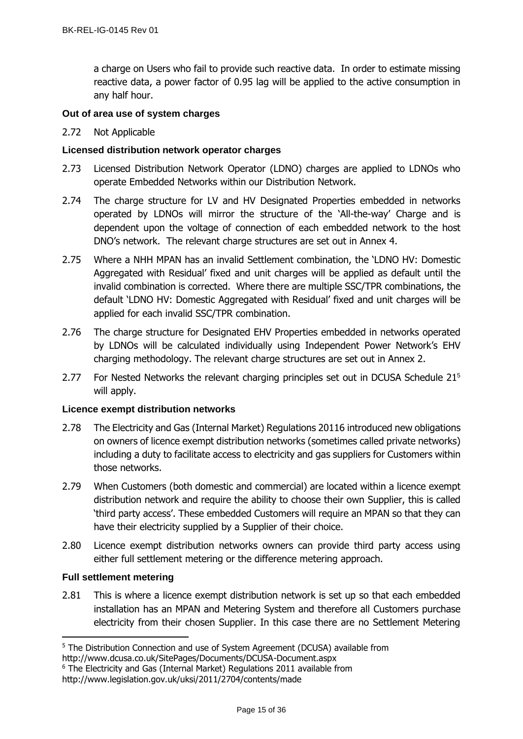a charge on Users who fail to provide such reactive data. In order to estimate missing reactive data, a power factor of 0.95 lag will be applied to the active consumption in any half hour.

**Out of area use of system charges**

2.72 Not Applicable

**Licensed distribution network operator charges**

2.73 Licensed Distribution Network Operator (LDNO) charges are applied to LDNOs who operate Embedded Networks within our Distribution Network.

2.74 The charge structure for LV and HV Designated Properties embedded in networks operated by LDNOs will mirror the structure of the 'All-the-way' Charge and is dependent upon the voltage of connection of each embedded network to the host DNO's network. The relevant charge structures are set out in Annex 4.

2.75 Where a NHH MPAN has an invalid Settlement combination, the 'LDNO HV: Domestic Aggregated with Residual' fixed and unit charges will be applied as default until the invalid combination is corrected. Where there are multiple SSC/TPR combinations, the default 'LDNO HV: Domestic Aggregated with Residual' fixed and unit charges will be applied for each invalid SSC/TPR combination.

2.76 The charge structure for Designated EHV Properties embedded in networks operated by LDNOs will be calculated individually using Independent Power Network's EHV charging methodology. The relevant charge structures are set out in Annex 2.

2.77 For Nested Networks the relevant charging principles set out in DCUSA Schedule 21[5] will apply.

**Licence exempt distribution networks**

2.78 The Electricity and Gas (Internal Market) Regulations 2011[6] introduced new obligations on owners of licence exempt distribution networks (sometimes called private networks) including a duty to facilitate access to electricity and gas suppliers for Customers within those networks.

2.79 When Customers (both domestic and commercial) are located within a licence exempt distribution network and require the ability to choose their own Supplier, this is called 'third party access'. These embedded Customers will require an MPAN so that they can have their electricity supplied by a Supplier of their choice.

2.80 Licence exempt distribution networks owners can provide third party access using either full settlement metering or the difference metering approach.

**Full settlement metering**

2.81 This is where a licence exempt distribution network is set up so that each embedded installation has an MPAN and Metering System and therefore all Customers purchase electricity from their chosen Supplier. In this case there are no Settlement Metering

---

[5] The Distribution Connection and use of System Agreement (DCUSA) available from http://www.dcusa.co.uk/SitePages/Documents/DCUSA-Document.aspx

[6] The Electricity and Gas (Internal Market) Regulations 2011 available from http://www.legislation.gov.uk/uksi/2011/2704/contents/made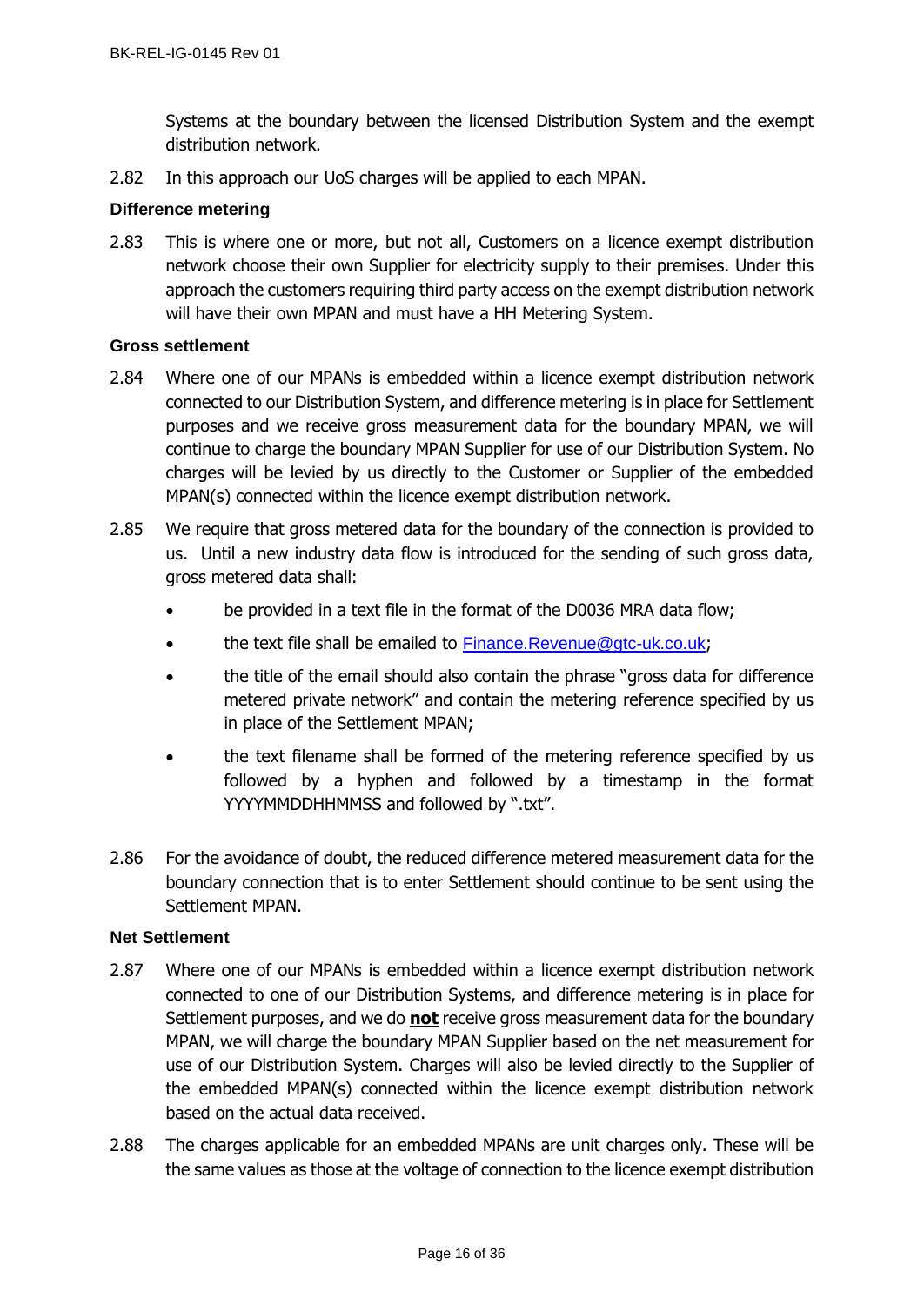Systems at the boundary between the licensed Distribution System and the exempt distribution network.

2.82 In this approach our UoS charges will be applied to each MPAN.

### Difference metering

2.83 This is where one or more, but not all, Customers on a licence exempt distribution network choose their own Supplier for electricity supply to their premises. Under this approach the customers requiring third party access on the exempt distribution network will have their own MPAN and must have a HH Metering System.

### Gross settlement

2.84 Where one of our MPANs is embedded within a licence exempt distribution network connected to our Distribution System, and difference metering is in place for Settlement purposes and we receive gross measurement data for the boundary MPAN, we will continue to charge the boundary MPAN Supplier for use of our Distribution System. No charges will be levied by us directly to the Customer or Supplier of the embedded MPAN(s) connected within the licence exempt distribution network.

2.85 We require that gross metered data for the boundary of the connection is provided to us. Until a new industry data flow is introduced for the sending of such gross data, gross metered data shall:

- be provided in a text file in the format of the D0036 MRA data flow;
- the text file shall be emailed to Finance.Revenue@gtc-uk.co.uk;
- the title of the email should also contain the phrase "gross data for difference metered private network" and contain the metering reference specified by us in place of the Settlement MPAN;
- the text filename shall be formed of the metering reference specified by us followed by a hyphen and followed by a timestamp in the format YYYYMMDDHHMMSS and followed by ".txt".

2.86 For the avoidance of doubt, the reduced difference metered measurement data for the boundary connection that is to enter Settlement should continue to be sent using the Settlement MPAN.

### Net Settlement

2.87 Where one of our MPANs is embedded within a licence exempt distribution network connected to one of our Distribution Systems, and difference metering is in place for Settlement purposes, and we do **not** receive gross measurement data for the boundary MPAN, we will charge the boundary MPAN Supplier based on the net measurement for use of our Distribution System. Charges will also be levied directly to the Supplier of the embedded MPAN(s) connected within the licence exempt distribution network based on the actual data received.

2.88 The charges applicable for an embedded MPANs are unit charges only. These will be the same values as those at the voltage of connection to the licence exempt distribution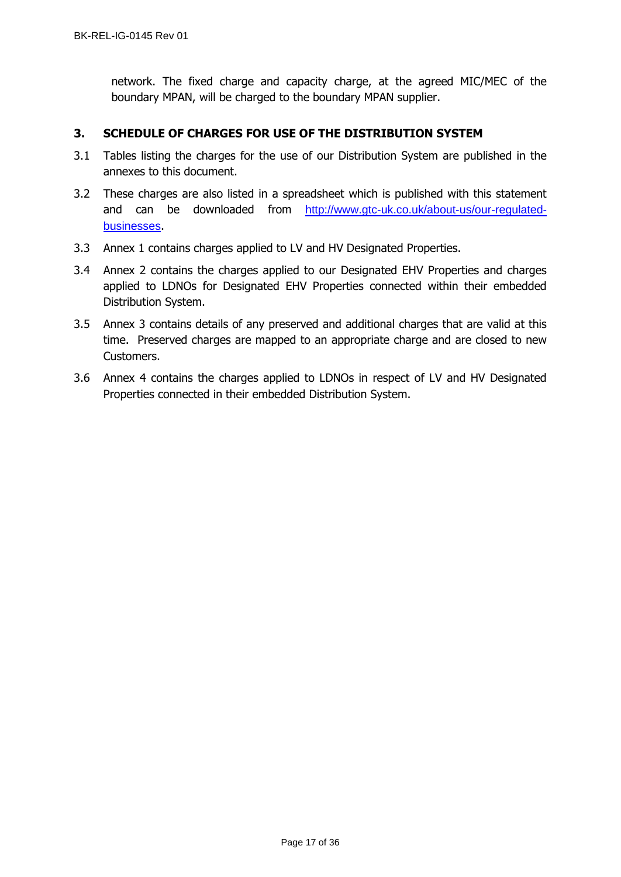network. The fixed charge and capacity charge, at the agreed MIC/MEC of the boundary MPAN, will be charged to the boundary MPAN supplier.

## 3. SCHEDULE OF CHARGES FOR USE OF THE DISTRIBUTION SYSTEM

3.1 Tables listing the charges for the use of our Distribution System are published in the annexes to this document.

3.2 These charges are also listed in a spreadsheet which is published with this statement and can be downloaded from [http://www.gtc-uk.co.uk/about-us/our-regulated-businesses](http://www.gtc-uk.co.uk/about-us/our-regulated-businesses).

3.3 Annex 1 contains charges applied to LV and HV Designated Properties.

3.4 Annex 2 contains the charges applied to our Designated EHV Properties and charges applied to LDNOs for Designated EHV Properties connected within their embedded Distribution System.

3.5 Annex 3 contains details of any preserved and additional charges that are valid at this time. Preserved charges are mapped to an appropriate charge and are closed to new Customers.

3.6 Annex 4 contains the charges applied to LDNOs in respect of LV and HV Designated Properties connected in their embedded Distribution System.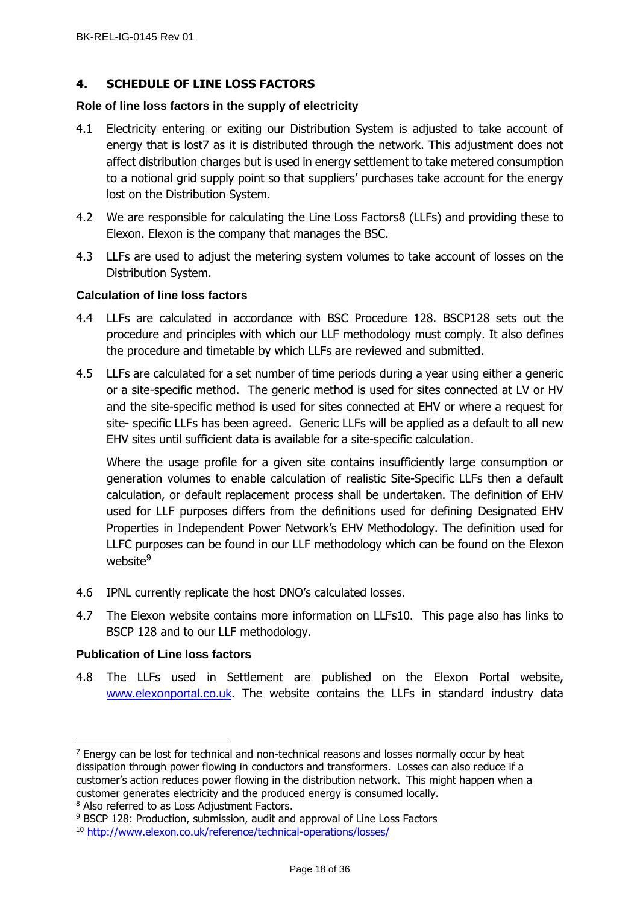## 4. SCHEDULE OF LINE LOSS FACTORS

### Role of line loss factors in the supply of electricity

4.1 Electricity entering or exiting our Distribution System is adjusted to take account of energy that is lost[7] as it is distributed through the network. This adjustment does not affect distribution charges but is used in energy settlement to take metered consumption to a notional grid supply point so that suppliers' purchases take account for the energy lost on the Distribution System.

4.2 We are responsible for calculating the Line Loss Factors[8] (LLFs) and providing these to Elexon. Elexon is the company that manages the BSC.

4.3 LLFs are used to adjust the metering system volumes to take account of losses on the Distribution System.

### Calculation of line loss factors

4.4 LLFs are calculated in accordance with BSC Procedure 128. BSCP128 sets out the procedure and principles with which our LLF methodology must comply. It also defines the procedure and timetable by which LLFs are reviewed and submitted.

4.5 LLFs are calculated for a set number of time periods during a year using either a generic or a site-specific method. The generic method is used for sites connected at LV or HV and the site-specific method is used for sites connected at EHV or where a request for site- specific LLFs has been agreed. Generic LLFs will be applied as a default to all new EHV sites until sufficient data is available for a site-specific calculation.

Where the usage profile for a given site contains insufficiently large consumption or generation volumes to enable calculation of realistic Site-Specific LLFs then a default calculation, or default replacement process shall be undertaken. The definition of EHV used for LLF purposes differs from the definitions used for defining Designated EHV Properties in Independent Power Network's EHV Methodology. The definition used for LLFC purposes can be found in our LLF methodology which can be found on the Elexon website[9]

4.6 IPNL currently replicate the host DNO's calculated losses.

4.7 The Elexon website contains more information on LLFs[10]. This page also has links to BSCP 128 and to our LLF methodology.

### Publication of Line loss factors

4.8 The LLFs used in Settlement are published on the Elexon Portal website, [www.elexonportal.co.uk](www.elexonportal.co.uk). The website contains the LLFs in standard industry data

---

[7] Energy can be lost for technical and non-technical reasons and losses normally occur by heat dissipation through power flowing in conductors and transformers. Losses can also reduce if a customer's action reduces power flowing in the distribution network. This might happen when a customer generates electricity and the produced energy is consumed locally.

[8] Also referred to as Loss Adjustment Factors.

[9] BSCP 128: Production, submission, audit and approval of Line Loss Factors

[10] [http://www.elexon.co.uk/reference/technical-operations/losses/](http://www.elexon.co.uk/reference/technical-operations/losses/)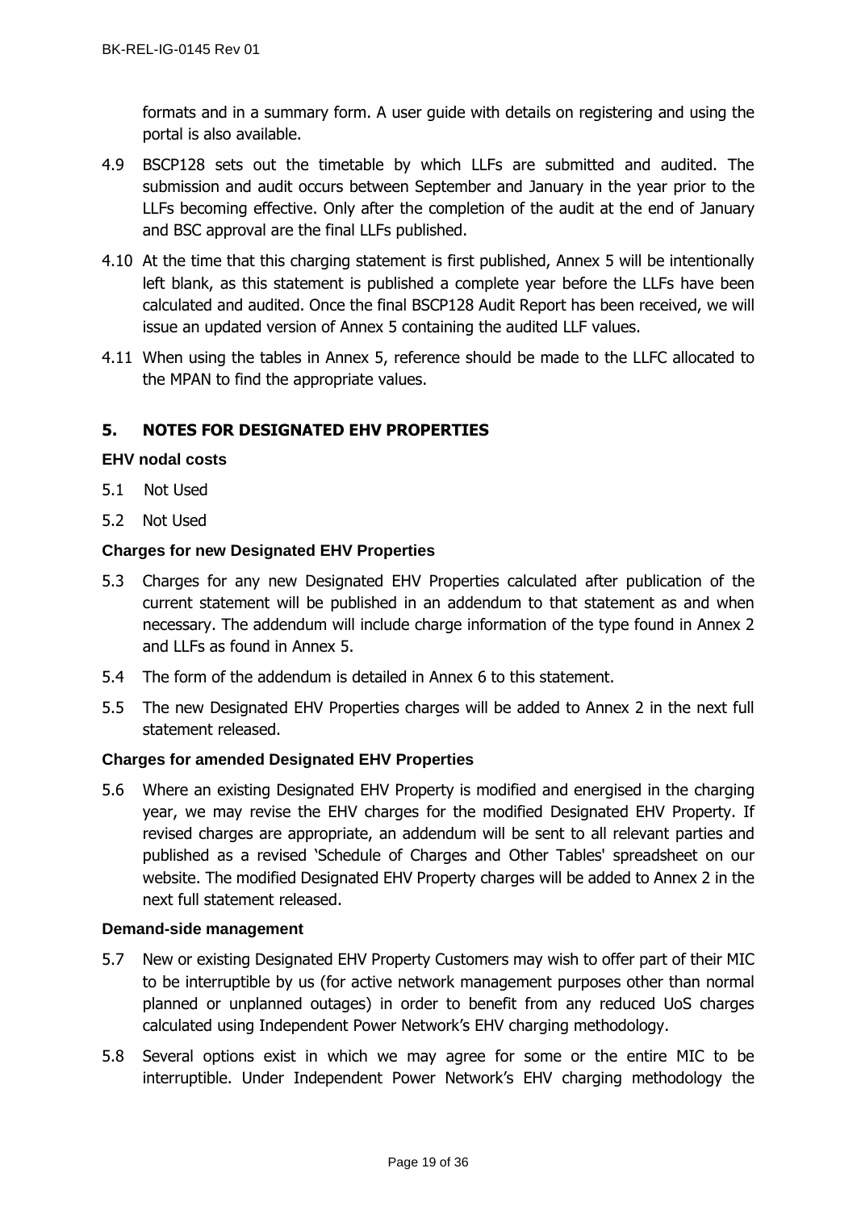formats and in a summary form. A user guide with details on registering and using the portal is also available.

4.9 BSCP128 sets out the timetable by which LLFs are submitted and audited. The submission and audit occurs between September and January in the year prior to the LLFs becoming effective. Only after the completion of the audit at the end of January and BSC approval are the final LLFs published.

4.10 At the time that this charging statement is first published, Annex 5 will be intentionally left blank, as this statement is published a complete year before the LLFs have been calculated and audited. Once the final BSCP128 Audit Report has been received, we will issue an updated version of Annex 5 containing the audited LLF values.

4.11 When using the tables in Annex 5, reference should be made to the LLFC allocated to the MPAN to find the appropriate values.

## 5. NOTES FOR DESIGNATED EHV PROPERTIES

### EHV nodal costs

5.1 Not Used

5.2 Not Used

### Charges for new Designated EHV Properties

5.3 Charges for any new Designated EHV Properties calculated after publication of the current statement will be published in an addendum to that statement as and when necessary. The addendum will include charge information of the type found in Annex 2 and LLFs as found in Annex 5.

5.4 The form of the addendum is detailed in Annex 6 to this statement.

5.5 The new Designated EHV Properties charges will be added to Annex 2 in the next full statement released.

### Charges for amended Designated EHV Properties

5.6 Where an existing Designated EHV Property is modified and energised in the charging year, we may revise the EHV charges for the modified Designated EHV Property. If revised charges are appropriate, an addendum will be sent to all relevant parties and published as a revised 'Schedule of Charges and Other Tables' spreadsheet on our website. The modified Designated EHV Property charges will be added to Annex 2 in the next full statement released.

### Demand-side management

5.7 New or existing Designated EHV Property Customers may wish to offer part of their MIC to be interruptible by us (for active network management purposes other than normal planned or unplanned outages) in order to benefit from any reduced UoS charges calculated using Independent Power Network's EHV charging methodology.

5.8 Several options exist in which we may agree for some or the entire MIC to be interruptible. Under Independent Power Network's EHV charging methodology the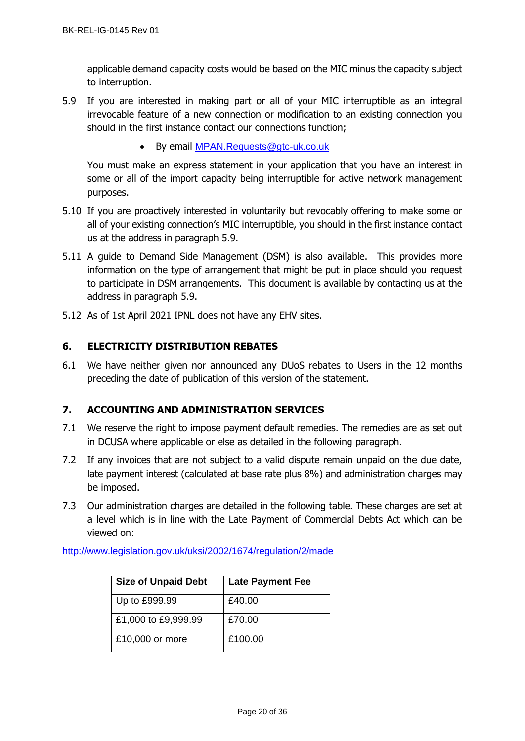applicable demand capacity costs would be based on the MIC minus the capacity subject to interruption.

5.9 If you are interested in making part or all of your MIC interruptible as an integral irrevocable feature of a new connection or modification to an existing connection you should in the first instance contact our connections function;

- By email MPAN.Requests@gtc-uk.co.uk

You must make an express statement in your application that you have an interest in some or all of the import capacity being interruptible for active network management purposes.

5.10 If you are proactively interested in voluntarily but revocably offering to make some or all of your existing connection's MIC interruptible, you should in the first instance contact us at the address in paragraph 5.9.

5.11 A guide to Demand Side Management (DSM) is also available. This provides more information on the type of arrangement that might be put in place should you request to participate in DSM arrangements. This document is available by contacting us at the address in paragraph 5.9.

5.12 As of 1st April 2021 IPNL does not have any EHV sites.

## 6. ELECTRICITY DISTRIBUTION REBATES

6.1 We have neither given nor announced any DUoS rebates to Users in the 12 months preceding the date of publication of this version of the statement.

## 7. ACCOUNTING AND ADMINISTRATION SERVICES

7.1 We reserve the right to impose payment default remedies. The remedies are as set out in DCUSA where applicable or else as detailed in the following paragraph.

7.2 If any invoices that are not subject to a valid dispute remain unpaid on the due date, late payment interest (calculated at base rate plus 8%) and administration charges may be imposed.

7.3 Our administration charges are detailed in the following table. These charges are set at a level which is in line with the Late Payment of Commercial Debts Act which can be viewed on:

http://www.legislation.gov.uk/uksi/2002/1674/regulation/2/made

| Size of Unpaid Debt | Late Payment Fee |
| --- | --- |
| Up to £999.99 | £40.00 |
| £1,000 to £9,999.99 | £70.00 |
| £10,000 or more | £100.00 |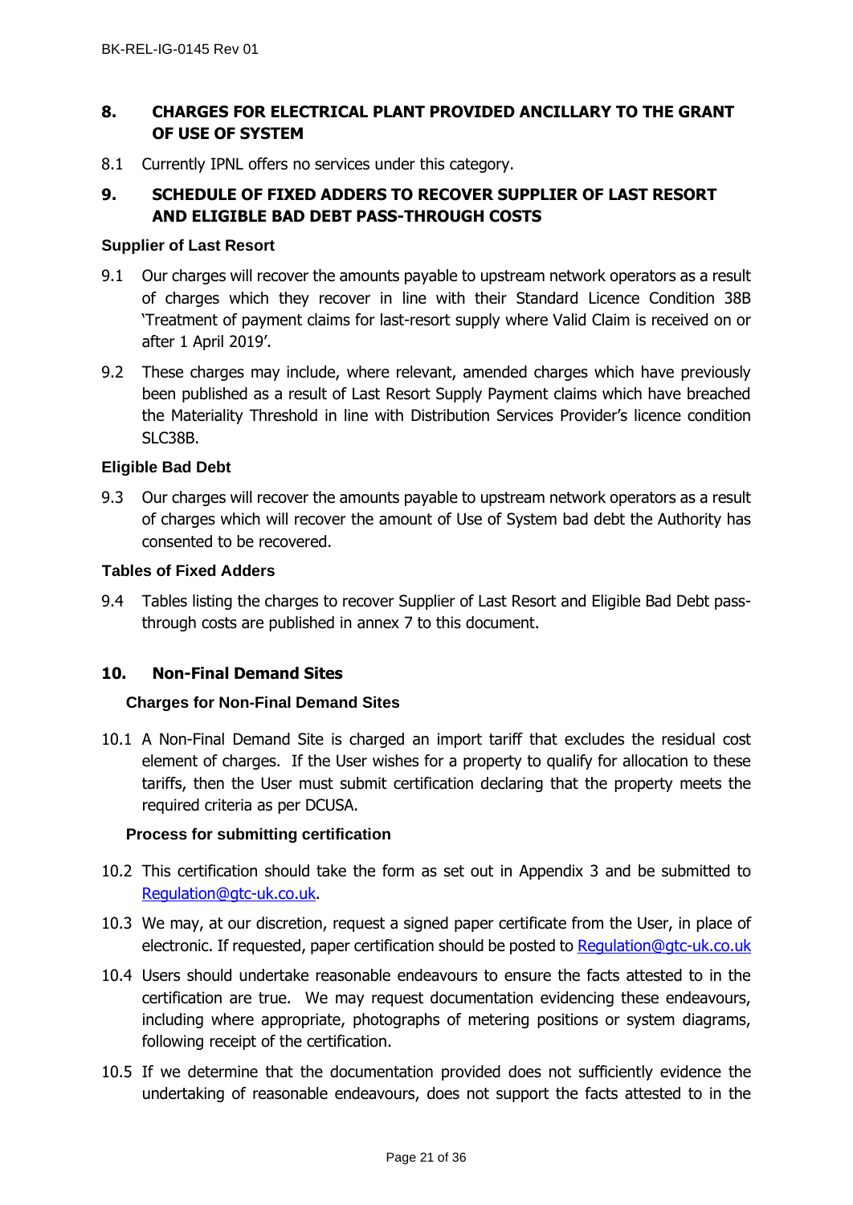## 8. CHARGES FOR ELECTRICAL PLANT PROVIDED ANCILLARY TO THE GRANT OF USE OF SYSTEM

8.1 Currently IPNL offers no services under this category.

## 9. SCHEDULE OF FIXED ADDERS TO RECOVER SUPPLIER OF LAST RESORT AND ELIGIBLE BAD DEBT PASS-THROUGH COSTS

### Supplier of Last Resort

9.1 Our charges will recover the amounts payable to upstream network operators as a result of charges which they recover in line with their Standard Licence Condition 38B 'Treatment of payment claims for last-resort supply where Valid Claim is received on or after 1 April 2019'.

9.2 These charges may include, where relevant, amended charges which have previously been published as a result of Last Resort Supply Payment claims which have breached the Materiality Threshold in line with Distribution Services Provider's licence condition SLC38B.

### Eligible Bad Debt

9.3 Our charges will recover the amounts payable to upstream network operators as a result of charges which will recover the amount of Use of System bad debt the Authority has consented to be recovered.

### Tables of Fixed Adders

9.4 Tables listing the charges to recover Supplier of Last Resort and Eligible Bad Debt pass-through costs are published in annex 7 to this document.

## 10. Non-Final Demand Sites

### Charges for Non-Final Demand Sites

10.1 A Non-Final Demand Site is charged an import tariff that excludes the residual cost element of charges. If the User wishes for a property to qualify for allocation to these tariffs, then the User must submit certification declaring that the property meets the required criteria as per DCUSA.

### Process for submitting certification

10.2 This certification should take the form as set out in Appendix 3 and be submitted to Regulation@gtc-uk.co.uk.

10.3 We may, at our discretion, request a signed paper certificate from the User, in place of electronic. If requested, paper certification should be posted to Regulation@gtc-uk.co.uk

10.4 Users should undertake reasonable endeavours to ensure the facts attested to in the certification are true. We may request documentation evidencing these endeavours, including where appropriate, photographs of metering positions or system diagrams, following receipt of the certification.

10.5 If we determine that the documentation provided does not sufficiently evidence the undertaking of reasonable endeavours, does not support the facts attested to in the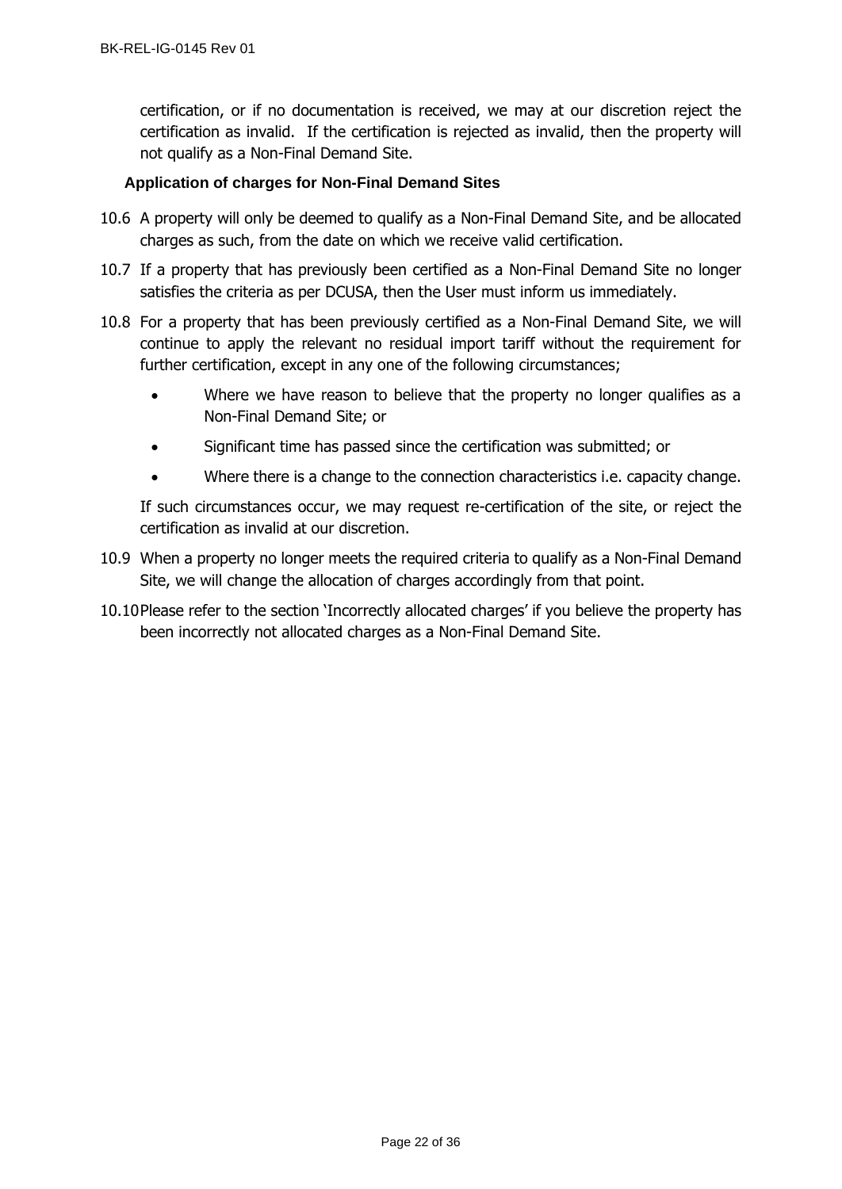certification, or if no documentation is received, we may at our discretion reject the certification as invalid. If the certification is rejected as invalid, then the property will not qualify as a Non-Final Demand Site.

### Application of charges for Non-Final Demand Sites

10.6 A property will only be deemed to qualify as a Non-Final Demand Site, and be allocated charges as such, from the date on which we receive valid certification.

10.7 If a property that has previously been certified as a Non-Final Demand Site no longer satisfies the criteria as per DCUSA, then the User must inform us immediately.

10.8 For a property that has been previously certified as a Non-Final Demand Site, we will continue to apply the relevant no residual import tariff without the requirement for further certification, except in any one of the following circumstances;

- Where we have reason to believe that the property no longer qualifies as a Non-Final Demand Site; or
- Significant time has passed since the certification was submitted; or
- Where there is a change to the connection characteristics i.e. capacity change.

If such circumstances occur, we may request re-certification of the site, or reject the certification as invalid at our discretion.

10.9 When a property no longer meets the required criteria to qualify as a Non-Final Demand Site, we will change the allocation of charges accordingly from that point.

10.10 Please refer to the section 'Incorrectly allocated charges' if you believe the property has been incorrectly not allocated charges as a Non-Final Demand Site.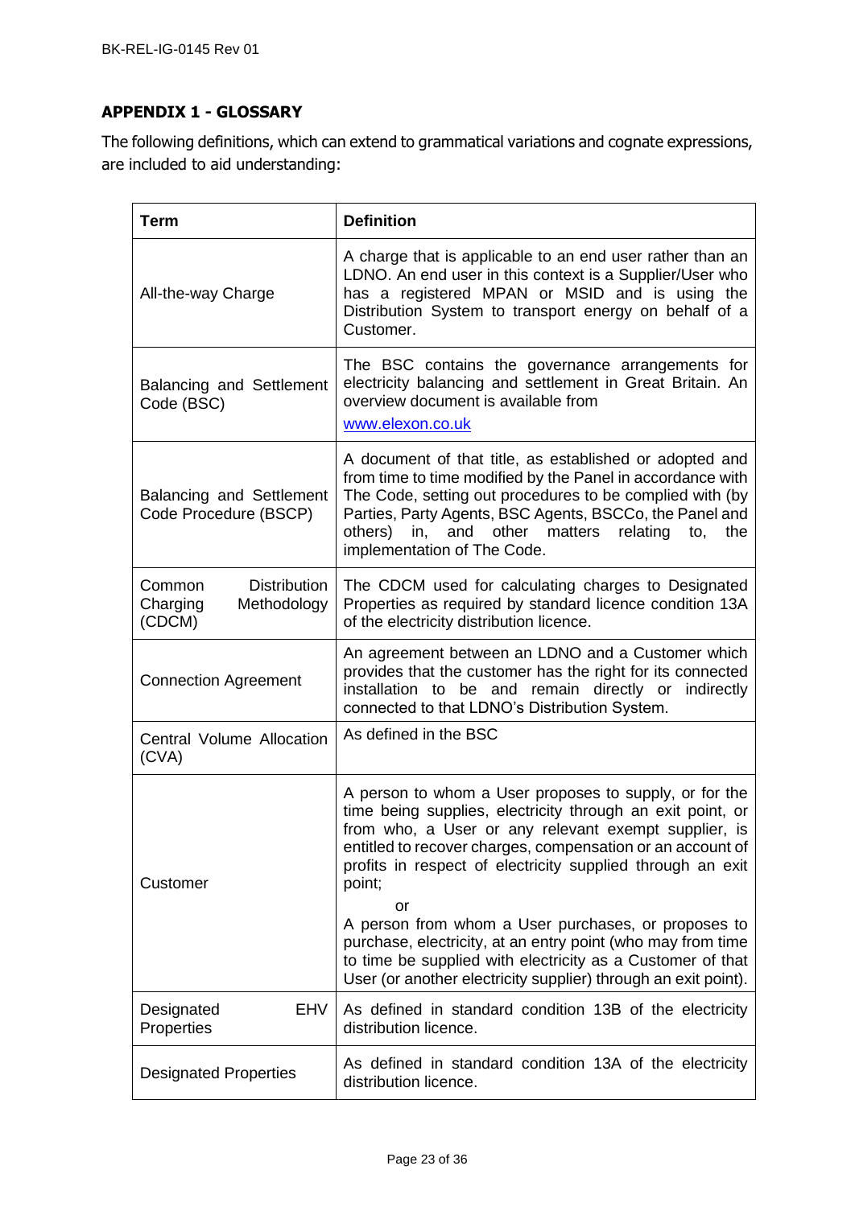## APPENDIX 1 - GLOSSARY

The following definitions, which can extend to grammatical variations and cognate expressions, are included to aid understanding:

| Term | Definition |
|---|---|
| All-the-way Charge | A charge that is applicable to an end user rather than an LDNO. An end user in this context is a Supplier/User who has a registered MPAN or MSID and is using the Distribution System to transport energy on behalf of a Customer. |
| Balancing and Settlement Code (BSC) | The BSC contains the governance arrangements for electricity balancing and settlement in Great Britain. An overview document is available from www.elexon.co.uk |
| Balancing and Settlement Code Procedure (BSCP) | A document of that title, as established or adopted and from time to time modified by the Panel in accordance with The Code, setting out procedures to be complied with (by Parties, Party Agents, BSC Agents, BSCCo, the Panel and others) in, and other matters relating to, the implementation of The Code. |
| Common Distribution Charging Methodology (CDCM) | The CDCM used for calculating charges to Designated Properties as required by standard licence condition 13A of the electricity distribution licence. |
| Connection Agreement | An agreement between an LDNO and a Customer which provides that the customer has the right for its connected installation to be and remain directly or indirectly connected to that LDNO's Distribution System. |
| Central Volume Allocation (CVA) | As defined in the BSC |
| Customer | A person to whom a User proposes to supply, or for the time being supplies, electricity through an exit point, or from who, a User or any relevant exempt supplier, is entitled to recover charges, compensation or an account of profits in respect of electricity supplied through an exit point;<br>or<br>A person from whom a User purchases, or proposes to purchase, electricity, at an entry point (who may from time to time be supplied with electricity as a Customer of that User (or another electricity supplier) through an exit point). |
| Designated EHV Properties | As defined in standard condition 13B of the electricity distribution licence. |
| Designated Properties | As defined in standard condition 13A of the electricity distribution licence. |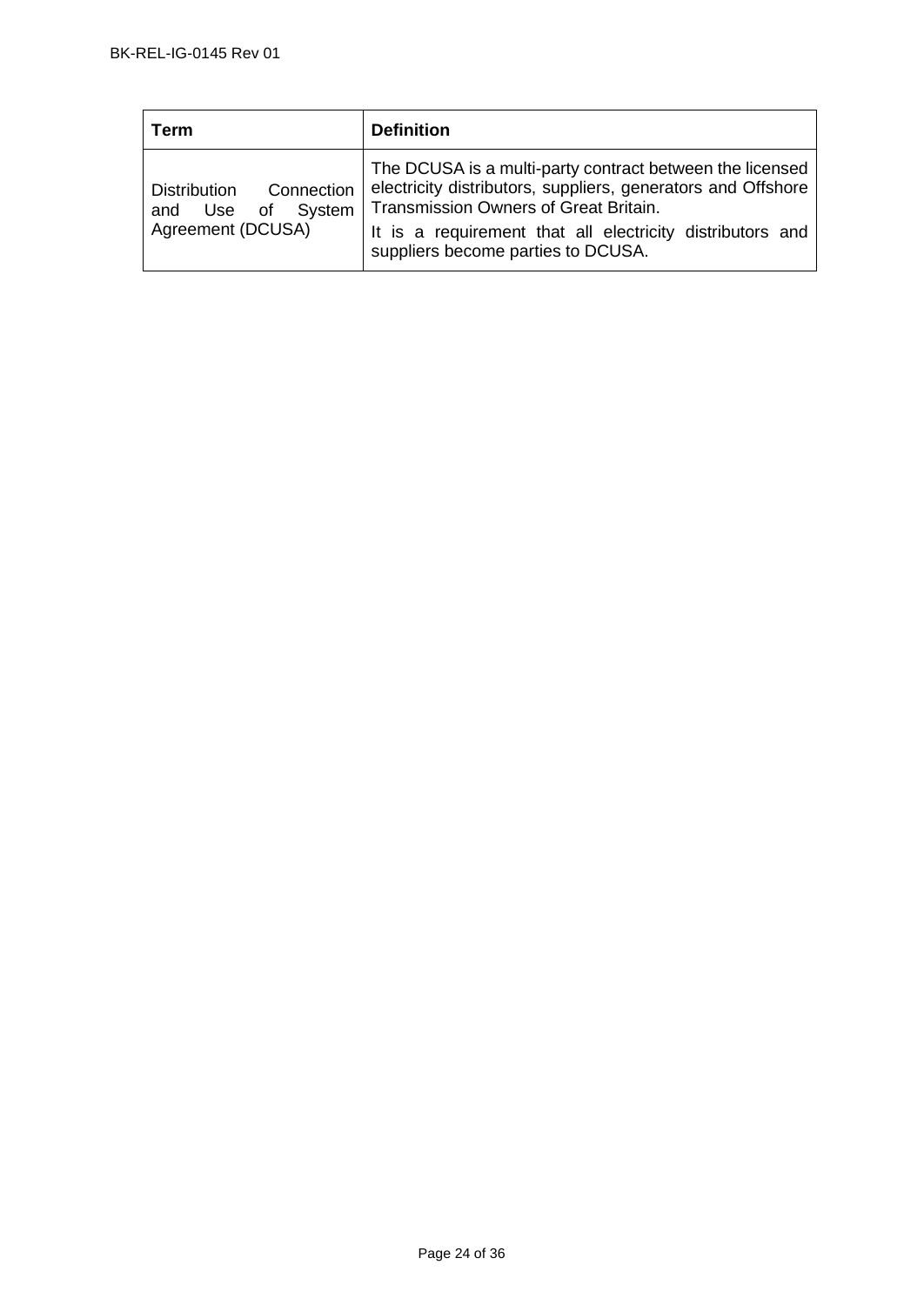| Term | Definition |
| --- | --- |
| Distribution Connection and Use of System Agreement (DCUSA) | The DCUSA is a multi-party contract between the licensed electricity distributors, suppliers, generators and Offshore Transmission Owners of Great Britain.<br>It is a requirement that all electricity distributors and suppliers become parties to DCUSA. |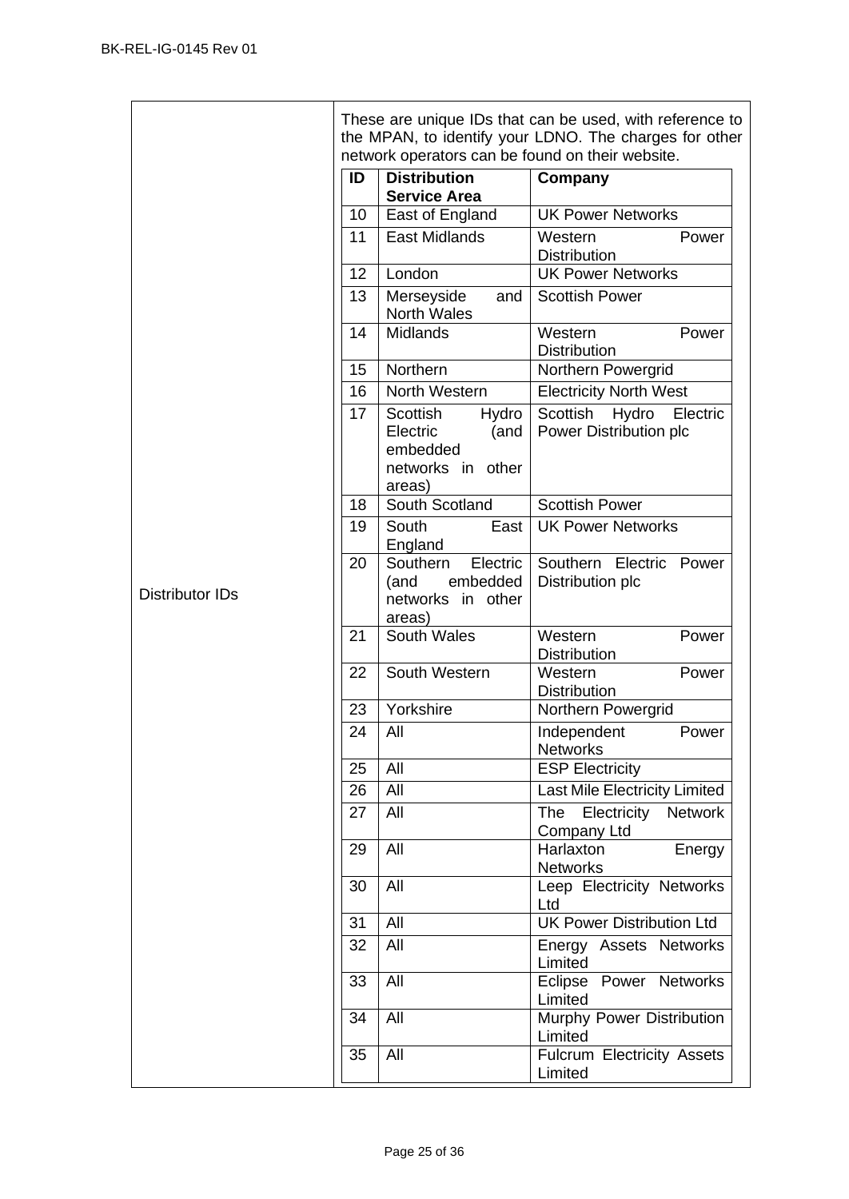| Distributor IDs | These are unique IDs that can be used, with reference to the MPAN, to identify your LDNO. The charges for other network operators can be found on their website. |
|---|---|

| ID | Distribution Service Area | Company |
|---|---|---|
| 10 | East of England | UK Power Networks |
| 11 | East Midlands | Western Power Distribution |
| 12 | London | UK Power Networks |
| 13 | Merseyside and North Wales | Scottish Power |
| 14 | Midlands | Western Power Distribution |
| 15 | Northern | Northern Powergrid |
| 16 | North Western | Electricity North West |
| 17 | Scottish Hydro Electric (and embedded networks in other areas) | Scottish Hydro Electric Power Distribution plc |
| 18 | South Scotland | Scottish Power |
| 19 | South East England | UK Power Networks |
| 20 | Southern Electric (and embedded networks in other areas) | Southern Electric Power Distribution plc |
| 21 | South Wales | Western Power Distribution |
| 22 | South Western | Western Power Distribution |
| 23 | Yorkshire | Northern Powergrid |
| 24 | All | Independent Power Networks |
| 25 | All | ESP Electricity |
| 26 | All | Last Mile Electricity Limited |
| 27 | All | The Electricity Network Company Ltd |
| 29 | All | Harlaxton Energy Networks |
| 30 | All | Leep Electricity Networks Ltd |
| 31 | All | UK Power Distribution Ltd |
| 32 | All | Energy Assets Networks Limited |
| 33 | All | Eclipse Power Networks Limited |
| 34 | All | Murphy Power Distribution Limited |
| 35 | All | Fulcrum Electricity Assets Limited |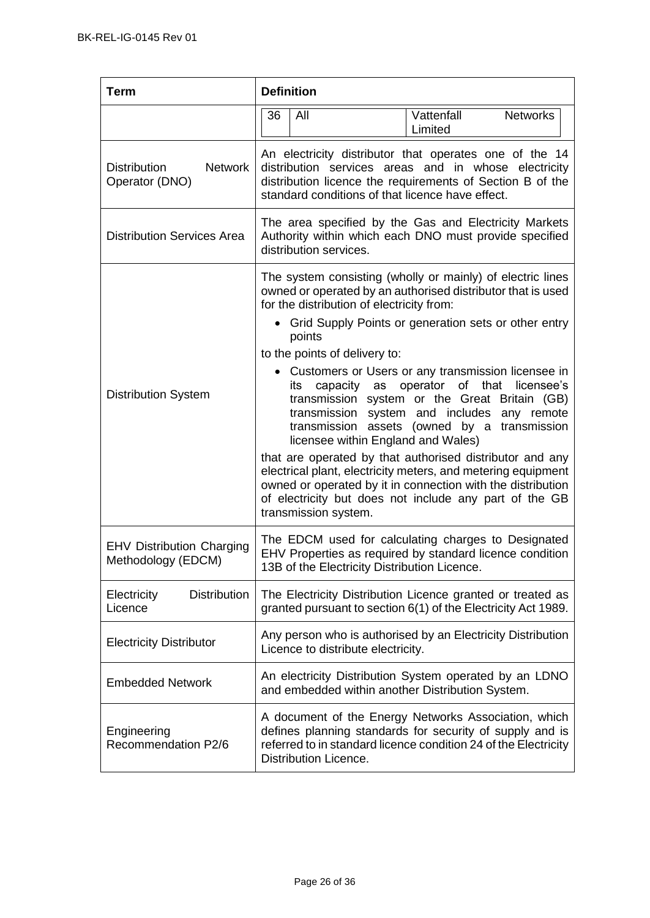| Term | Definition |
| --- | --- |
| | 36 \| All \| Vattenfall Networks Limited |
| Distribution Network Operator (DNO) | An electricity distributor that operates one of the 14 distribution services areas and in whose electricity distribution licence the requirements of Section B of the standard conditions of that licence have effect. |
| Distribution Services Area | The area specified by the Gas and Electricity Markets Authority within which each DNO must provide specified distribution services. |
| Distribution System | The system consisting (wholly or mainly) of electric lines owned or operated by an authorised distributor that is used for the distribution of electricity from:<br>• Grid Supply Points or generation sets or other entry points<br>to the points of delivery to:<br>• Customers or Users or any transmission licensee in its capacity as operator of that licensee's transmission system or the Great Britain (GB) transmission system and includes any remote transmission assets (owned by a transmission licensee within England and Wales)<br>that are operated by that authorised distributor and any electrical plant, electricity meters, and metering equipment owned or operated by it in connection with the distribution of electricity but does not include any part of the GB transmission system. |
| EHV Distribution Charging Methodology (EDCM) | The EDCM used for calculating charges to Designated EHV Properties as required by standard licence condition 13B of the Electricity Distribution Licence. |
| Electricity Distribution Licence | The Electricity Distribution Licence granted or treated as granted pursuant to section 6(1) of the Electricity Act 1989. |
| Electricity Distributor | Any person who is authorised by an Electricity Distribution Licence to distribute electricity. |
| Embedded Network | An electricity Distribution System operated by an LDNO and embedded within another Distribution System. |
| Engineering Recommendation P2/6 | A document of the Energy Networks Association, which defines planning standards for security of supply and is referred to in standard licence condition 24 of the Electricity Distribution Licence. |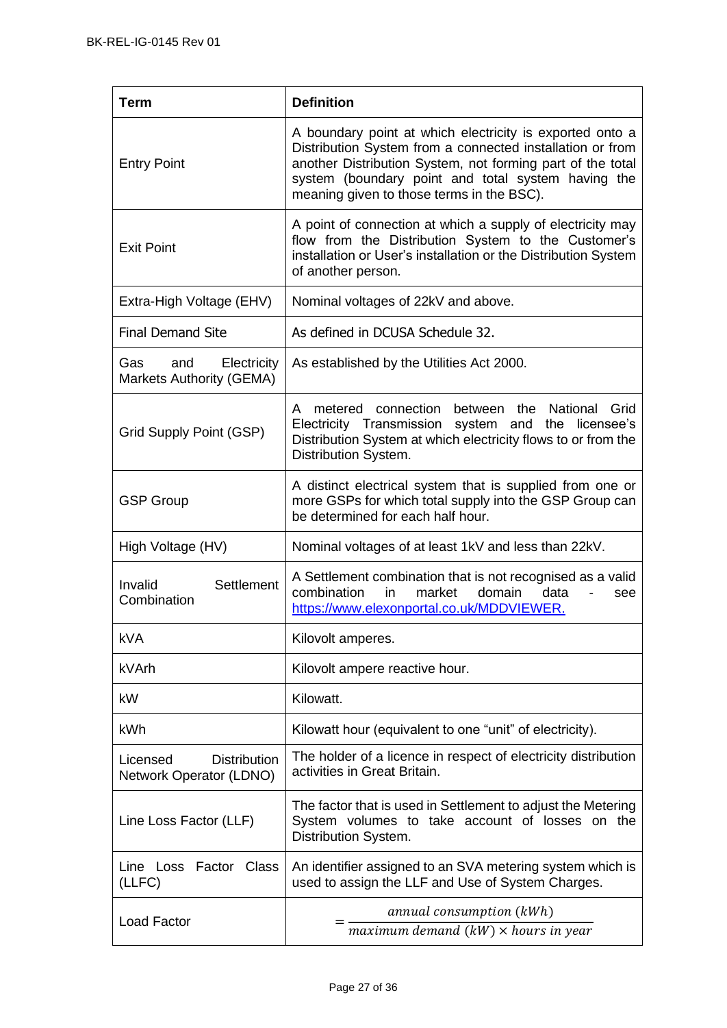| Term | Definition |
| --- | --- |
| Entry Point | A boundary point at which electricity is exported onto a Distribution System from a connected installation or from another Distribution System, not forming part of the total system (boundary point and total system having the meaning given to those terms in the BSC). |
| Exit Point | A point of connection at which a supply of electricity may flow from the Distribution System to the Customer's installation or User's installation or the Distribution System of another person. |
| Extra-High Voltage (EHV) | Nominal voltages of 22kV and above. |
| Final Demand Site | As defined in DCUSA Schedule 32. |
| Gas and Electricity Markets Authority (GEMA) | As established by the Utilities Act 2000. |
| Grid Supply Point (GSP) | A metered connection between the National Grid Electricity Transmission system and the licensee's Distribution System at which electricity flows to or from the Distribution System. |
| GSP Group | A distinct electrical system that is supplied from one or more GSPs for which total supply into the GSP Group can be determined for each half hour. |
| High Voltage (HV) | Nominal voltages of at least 1kV and less than 22kV. |
| Invalid Settlement Combination | A Settlement combination that is not recognised as a valid combination in market domain data - see https://www.elexonportal.co.uk/MDDVIEWER. |
| kVA | Kilovolt amperes. |
| kVArh | Kilovolt ampere reactive hour. |
| kW | Kilowatt. |
| kWh | Kilowatt hour (equivalent to one "unit" of electricity). |
| Licensed Distribution Network Operator (LDNO) | The holder of a licence in respect of electricity distribution activities in Great Britain. |
| Line Loss Factor (LLF) | The factor that is used in Settlement to adjust the Metering System volumes to take account of losses on the Distribution System. |
| Line Loss Factor Class (LLFC) | An identifier assigned to an SVA metering system which is used to assign the LLF and Use of System Charges. |
| Load Factor | $= \dfrac{annual\ consumption\ (kWh)}{maximum\ demand\ (kW) \times hours\ in\ year}$ |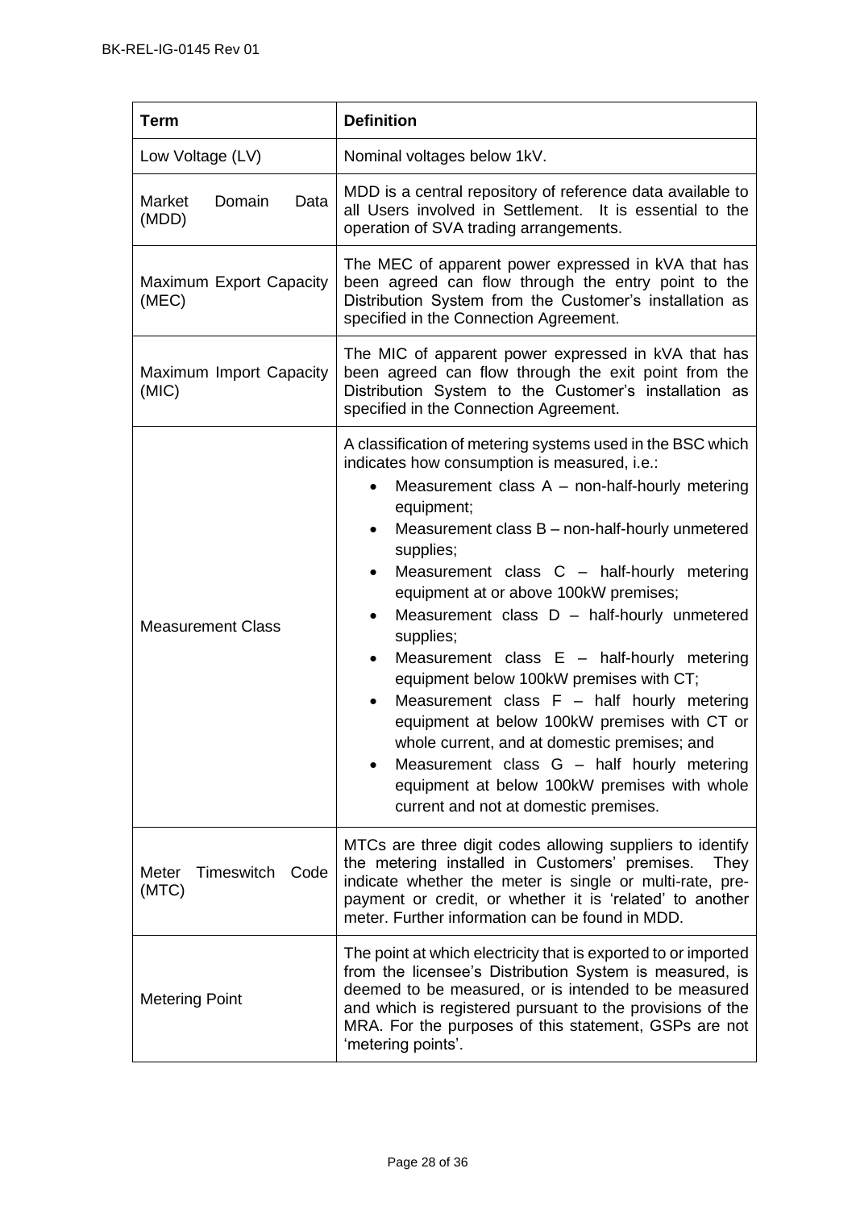| Term | Definition |
|---|---|
| Low Voltage (LV) | Nominal voltages below 1kV. |
| Market Domain Data (MDD) | MDD is a central repository of reference data available to all Users involved in Settlement. It is essential to the operation of SVA trading arrangements. |
| Maximum Export Capacity (MEC) | The MEC of apparent power expressed in kVA that has been agreed can flow through the entry point to the Distribution System from the Customer's installation as specified in the Connection Agreement. |
| Maximum Import Capacity (MIC) | The MIC of apparent power expressed in kVA that has been agreed can flow through the exit point from the Distribution System to the Customer's installation as specified in the Connection Agreement. |
| Measurement Class | A classification of metering systems used in the BSC which indicates how consumption is measured, i.e.: <br>• Measurement class A – non-half-hourly metering equipment; <br>• Measurement class B – non-half-hourly unmetered supplies; <br>• Measurement class C – half-hourly metering equipment at or above 100kW premises; <br>• Measurement class D – half-hourly unmetered supplies; <br>• Measurement class E – half-hourly metering equipment below 100kW premises with CT; <br>• Measurement class F – half hourly metering equipment at below 100kW premises with CT or whole current, and at domestic premises; and <br>• Measurement class G – half hourly metering equipment at below 100kW premises with whole current and not at domestic premises. |
| Meter Timeswitch Code (MTC) | MTCs are three digit codes allowing suppliers to identify the metering installed in Customers' premises. They indicate whether the meter is single or multi-rate, pre-payment or credit, or whether it is 'related' to another meter. Further information can be found in MDD. |
| Metering Point | The point at which electricity that is exported to or imported from the licensee's Distribution System is measured, is deemed to be measured, or is intended to be measured and which is registered pursuant to the provisions of the MRA. For the purposes of this statement, GSPs are not 'metering points'. |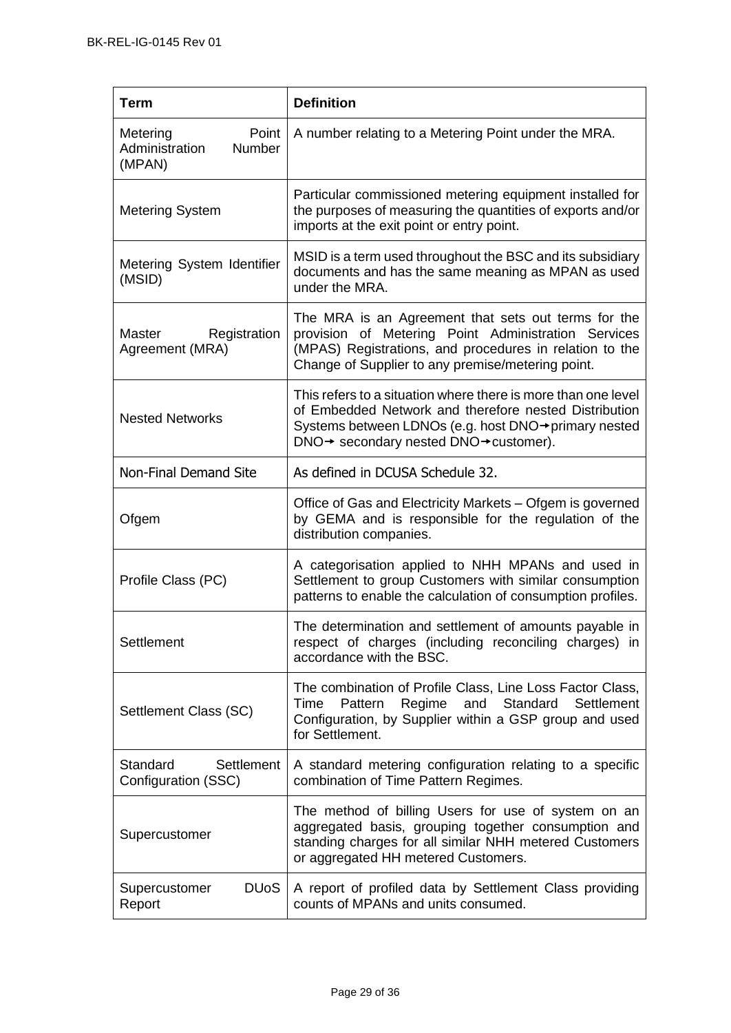| Term | Definition |
| --- | --- |
| Metering Point Administration Number (MPAN) | A number relating to a Metering Point under the MRA. |
| Metering System | Particular commissioned metering equipment installed for the purposes of measuring the quantities of exports and/or imports at the exit point or entry point. |
| Metering System Identifier (MSID) | MSID is a term used throughout the BSC and its subsidiary documents and has the same meaning as MPAN as used under the MRA. |
| Master Registration Agreement (MRA) | The MRA is an Agreement that sets out terms for the provision of Metering Point Administration Services (MPAS) Registrations, and procedures in relation to the Change of Supplier to any premise/metering point. |
| Nested Networks | This refers to a situation where there is more than one level of Embedded Network and therefore nested Distribution Systems between LDNOs (e.g. host DNO→primary nested DNO→ secondary nested DNO→customer). |
| Non-Final Demand Site | As defined in DCUSA Schedule 32. |
| Ofgem | Office of Gas and Electricity Markets – Ofgem is governed by GEMA and is responsible for the regulation of the distribution companies. |
| Profile Class (PC) | A categorisation applied to NHH MPANs and used in Settlement to group Customers with similar consumption patterns to enable the calculation of consumption profiles. |
| Settlement | The determination and settlement of amounts payable in respect of charges (including reconciling charges) in accordance with the BSC. |
| Settlement Class (SC) | The combination of Profile Class, Line Loss Factor Class, Time Pattern Regime and Standard Settlement Configuration, by Supplier within a GSP group and used for Settlement. |
| Standard Settlement Configuration (SSC) | A standard metering configuration relating to a specific combination of Time Pattern Regimes. |
| Supercustomer | The method of billing Users for use of system on an aggregated basis, grouping together consumption and standing charges for all similar NHH metered Customers or aggregated HH metered Customers. |
| Supercustomer DUoS Report | A report of profiled data by Settlement Class providing counts of MPANs and units consumed. |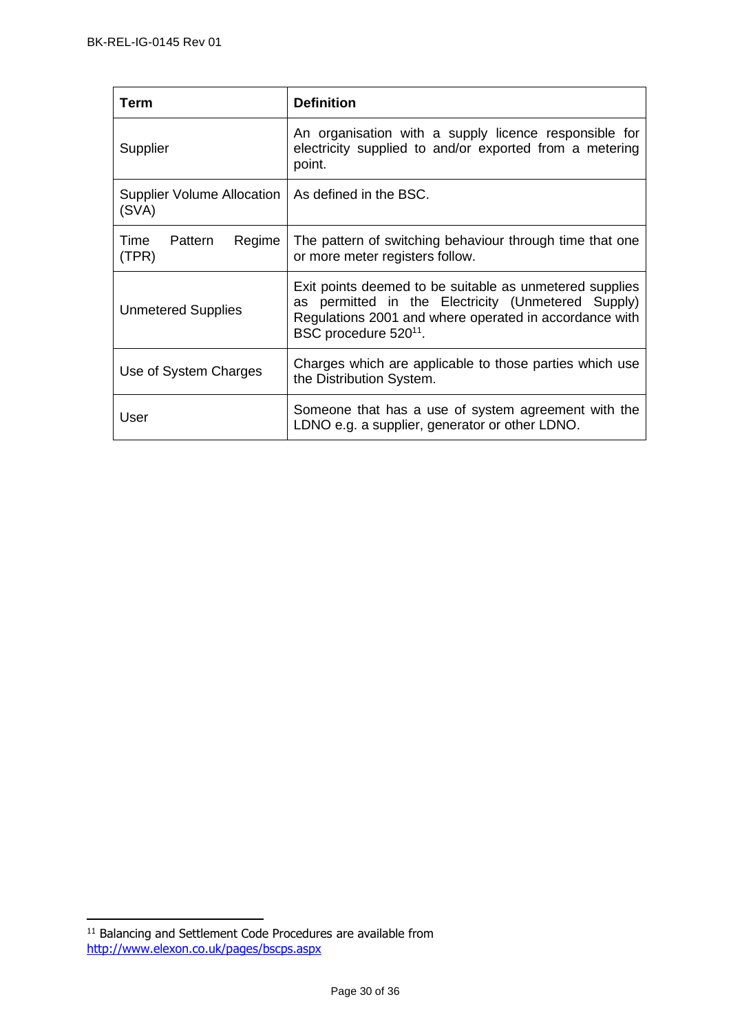| Term | Definition |
| --- | --- |
| Supplier | An organisation with a supply licence responsible for electricity supplied to and/or exported from a metering point. |
| Supplier Volume Allocation (SVA) | As defined in the BSC. |
| Time Pattern Regime (TPR) | The pattern of switching behaviour through time that one or more meter registers follow. |
| Unmetered Supplies | Exit points deemed to be suitable as unmetered supplies as permitted in the Electricity (Unmetered Supply) Regulations 2001 and where operated in accordance with BSC procedure 520[11]. |
| Use of System Charges | Charges which are applicable to those parties which use the Distribution System. |
| User | Someone that has a use of system agreement with the LDNO e.g. a supplier, generator or other LDNO. |

[11] Balancing and Settlement Code Procedures are available from http://www.elexon.co.uk/pages/bscps.aspx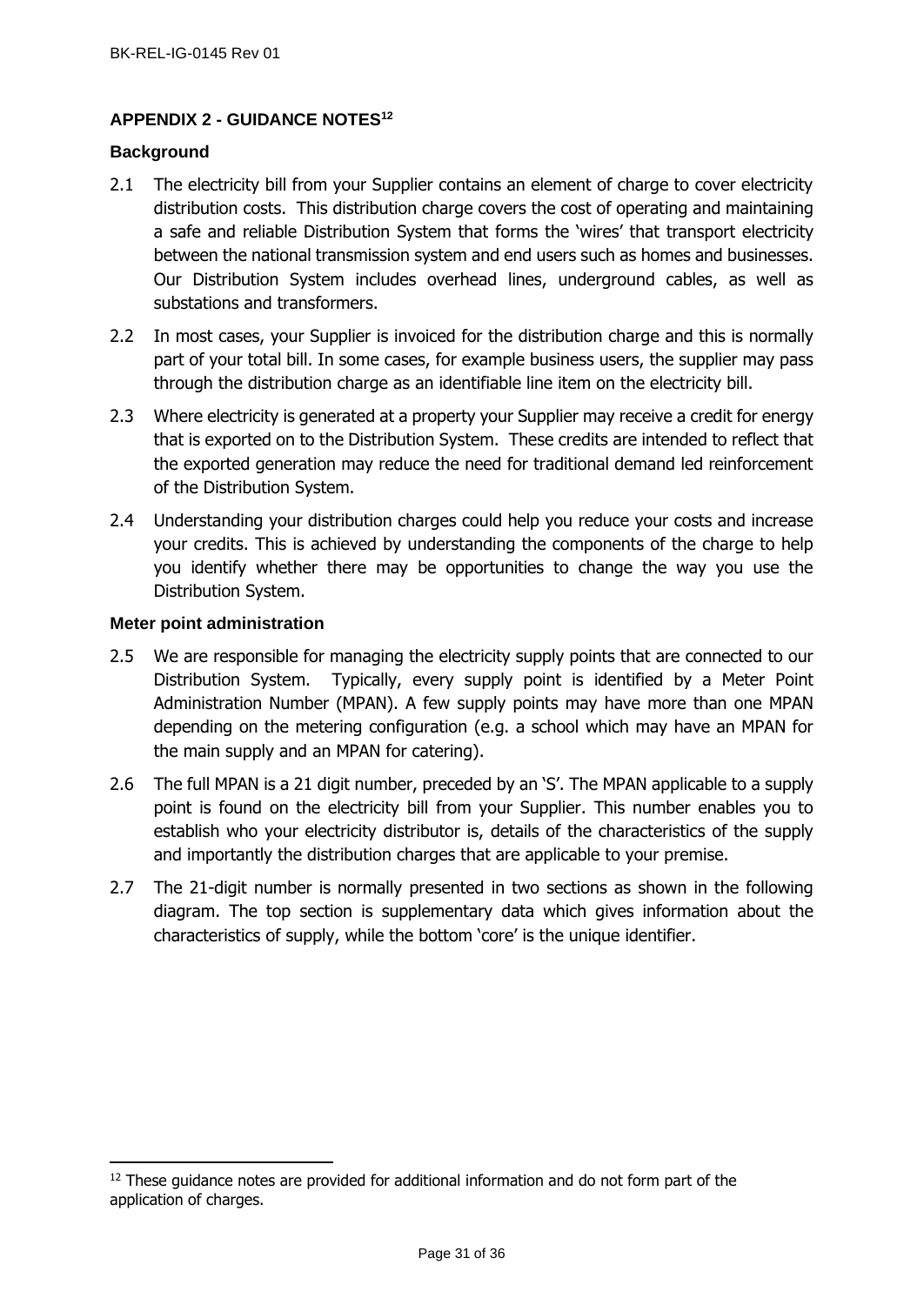## APPENDIX 2 - GUIDANCE NOTES[12]

### Background

2.1 The electricity bill from your Supplier contains an element of charge to cover electricity distribution costs. This distribution charge covers the cost of operating and maintaining a safe and reliable Distribution System that forms the 'wires' that transport electricity between the national transmission system and end users such as homes and businesses. Our Distribution System includes overhead lines, underground cables, as well as substations and transformers.

2.2 In most cases, your Supplier is invoiced for the distribution charge and this is normally part of your total bill. In some cases, for example business users, the supplier may pass through the distribution charge as an identifiable line item on the electricity bill.

2.3 Where electricity is generated at a property your Supplier may receive a credit for energy that is exported on to the Distribution System. These credits are intended to reflect that the exported generation may reduce the need for traditional demand led reinforcement of the Distribution System.

2.4 Understanding your distribution charges could help you reduce your costs and increase your credits. This is achieved by understanding the components of the charge to help you identify whether there may be opportunities to change the way you use the Distribution System.

### Meter point administration

2.5 We are responsible for managing the electricity supply points that are connected to our Distribution System. Typically, every supply point is identified by a Meter Point Administration Number (MPAN). A few supply points may have more than one MPAN depending on the metering configuration (e.g. a school which may have an MPAN for the main supply and an MPAN for catering).

2.6 The full MPAN is a 21 digit number, preceded by an 'S'. The MPAN applicable to a supply point is found on the electricity bill from your Supplier. This number enables you to establish who your electricity distributor is, details of the characteristics of the supply and importantly the distribution charges that are applicable to your premise.

2.7 The 21-digit number is normally presented in two sections as shown in the following diagram. The top section is supplementary data which gives information about the characteristics of supply, while the bottom 'core' is the unique identifier.

---

[12] These guidance notes are provided for additional information and do not form part of the application of charges.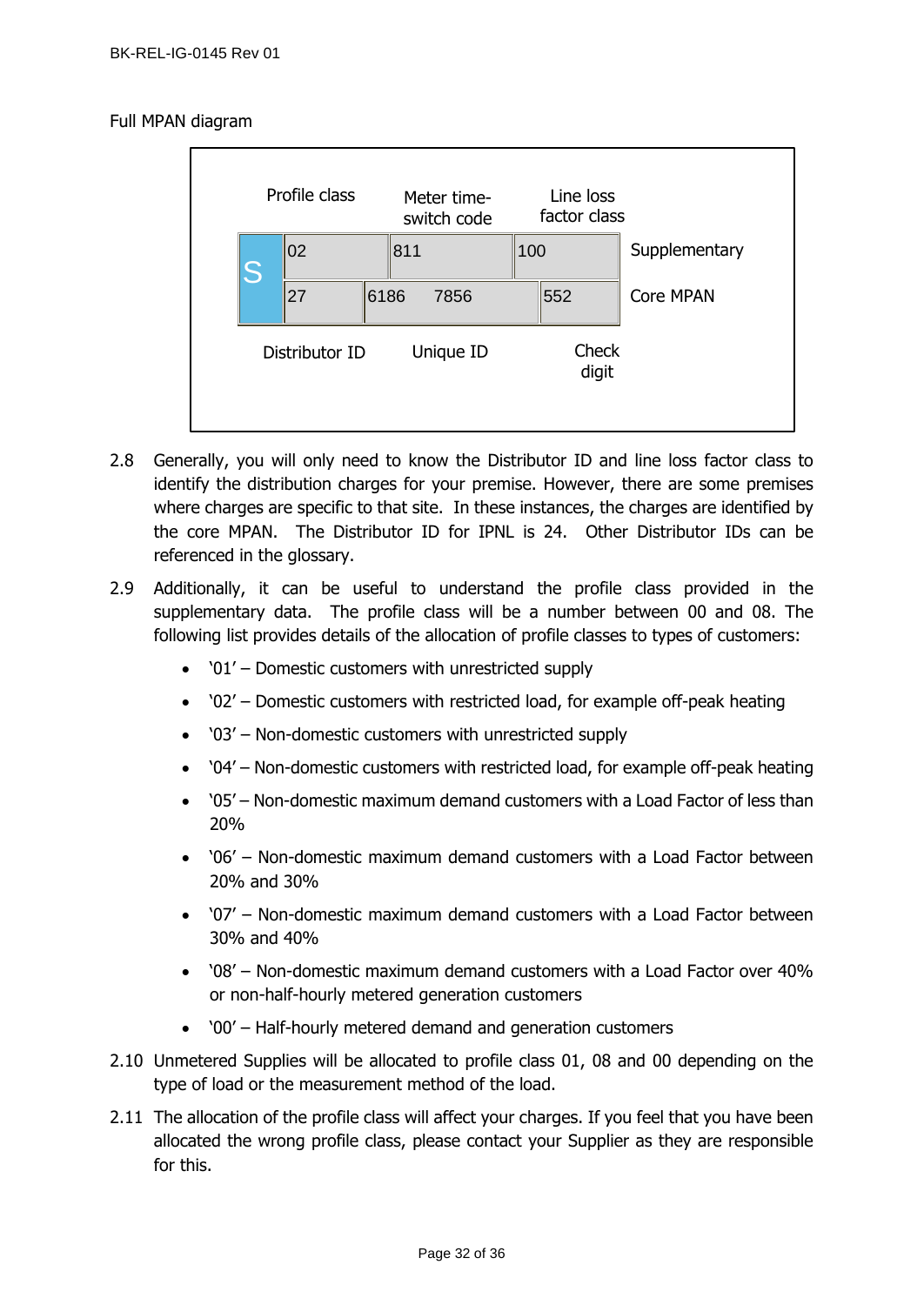Full MPAN diagram

| | Profile class | Meter time-switch code | Line loss factor class | |
|---|---|---|---|---|
| S | 02 | 811 | 100 | Supplementary |
| | 27 | 6186 7856 | 552 | Core MPAN |
| | Distributor ID | Unique ID | Check digit | |

2.8 Generally, you will only need to know the Distributor ID and line loss factor class to identify the distribution charges for your premise. However, there are some premises where charges are specific to that site. In these instances, the charges are identified by the core MPAN. The Distributor ID for IPNL is 24. Other Distributor IDs can be referenced in the glossary.

2.9 Additionally, it can be useful to understand the profile class provided in the supplementary data. The profile class will be a number between 00 and 08. The following list provides details of the allocation of profile classes to types of customers:

- '01' – Domestic customers with unrestricted supply
- '02' – Domestic customers with restricted load, for example off-peak heating
- '03' – Non-domestic customers with unrestricted supply
- '04' – Non-domestic customers with restricted load, for example off-peak heating
- '05' – Non-domestic maximum demand customers with a Load Factor of less than 20%
- '06' – Non-domestic maximum demand customers with a Load Factor between 20% and 30%
- '07' – Non-domestic maximum demand customers with a Load Factor between 30% and 40%
- '08' – Non-domestic maximum demand customers with a Load Factor over 40% or non-half-hourly metered generation customers
- '00' – Half-hourly metered demand and generation customers

2.10 Unmetered Supplies will be allocated to profile class 01, 08 and 00 depending on the type of load or the measurement method of the load.

2.11 The allocation of the profile class will affect your charges. If you feel that you have been allocated the wrong profile class, please contact your Supplier as they are responsible for this.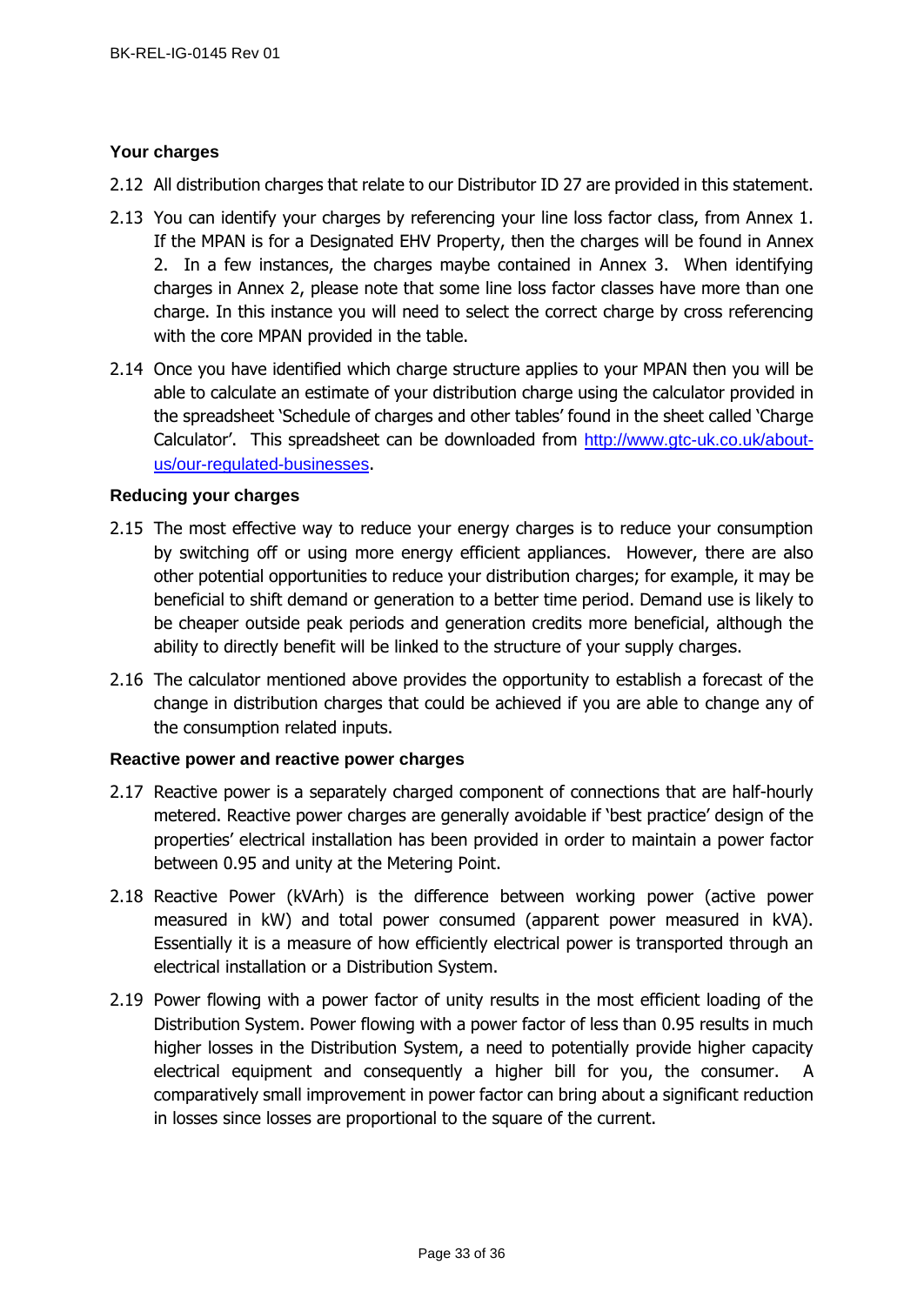### Your charges

2.12 All distribution charges that relate to our Distributor ID 27 are provided in this statement.

2.13 You can identify your charges by referencing your line loss factor class, from Annex 1. If the MPAN is for a Designated EHV Property, then the charges will be found in Annex 2. In a few instances, the charges maybe contained in Annex 3. When identifying charges in Annex 2, please note that some line loss factor classes have more than one charge. In this instance you will need to select the correct charge by cross referencing with the core MPAN provided in the table.

2.14 Once you have identified which charge structure applies to your MPAN then you will be able to calculate an estimate of your distribution charge using the calculator provided in the spreadsheet 'Schedule of charges and other tables' found in the sheet called 'Charge Calculator'. This spreadsheet can be downloaded from [http://www.gtc-uk.co.uk/about-us/our-regulated-businesses](http://www.gtc-uk.co.uk/about-us/our-regulated-businesses).

### Reducing your charges

2.15 The most effective way to reduce your energy charges is to reduce your consumption by switching off or using more energy efficient appliances. However, there are also other potential opportunities to reduce your distribution charges; for example, it may be beneficial to shift demand or generation to a better time period. Demand use is likely to be cheaper outside peak periods and generation credits more beneficial, although the ability to directly benefit will be linked to the structure of your supply charges.

2.16 The calculator mentioned above provides the opportunity to establish a forecast of the change in distribution charges that could be achieved if you are able to change any of the consumption related inputs.

### Reactive power and reactive power charges

2.17 Reactive power is a separately charged component of connections that are half-hourly metered. Reactive power charges are generally avoidable if 'best practice' design of the properties' electrical installation has been provided in order to maintain a power factor between 0.95 and unity at the Metering Point.

2.18 Reactive Power (kVArh) is the difference between working power (active power measured in kW) and total power consumed (apparent power measured in kVA). Essentially it is a measure of how efficiently electrical power is transported through an electrical installation or a Distribution System.

2.19 Power flowing with a power factor of unity results in the most efficient loading of the Distribution System. Power flowing with a power factor of less than 0.95 results in much higher losses in the Distribution System, a need to potentially provide higher capacity electrical equipment and consequently a higher bill for you, the consumer. A comparatively small improvement in power factor can bring about a significant reduction in losses since losses are proportional to the square of the current.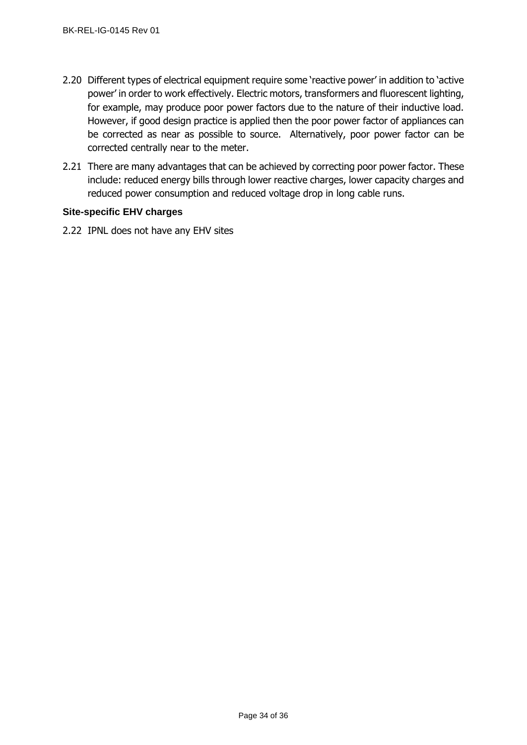2.20 Different types of electrical equipment require some 'reactive power' in addition to 'active power' in order to work effectively. Electric motors, transformers and fluorescent lighting, for example, may produce poor power factors due to the nature of their inductive load. However, if good design practice is applied then the poor power factor of appliances can be corrected as near as possible to source. Alternatively, poor power factor can be corrected centrally near to the meter.

2.21 There are many advantages that can be achieved by correcting poor power factor. These include: reduced energy bills through lower reactive charges, lower capacity charges and reduced power consumption and reduced voltage drop in long cable runs.

### Site-specific EHV charges

2.22 IPNL does not have any EHV sites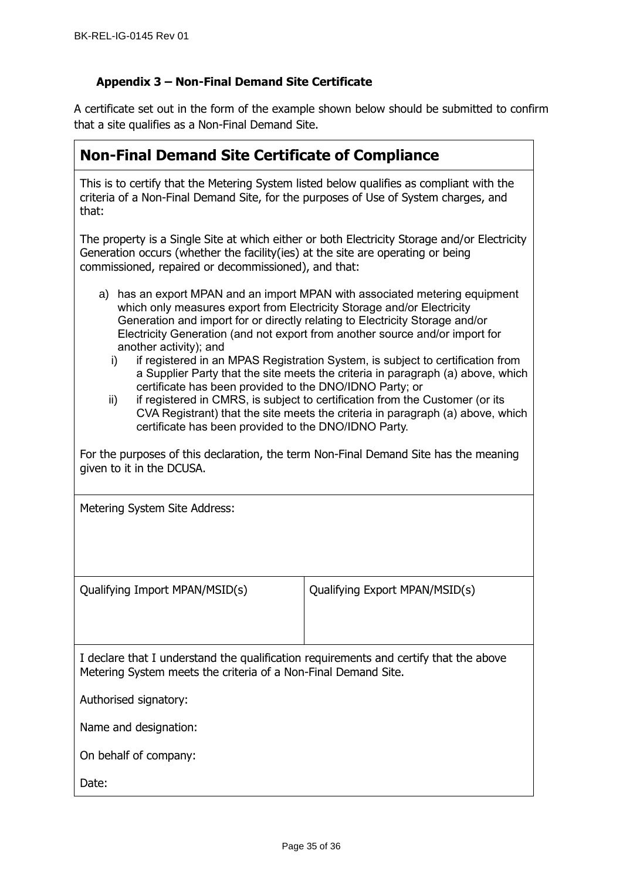### Appendix 3 – Non-Final Demand Site Certificate

A certificate set out in the form of the example shown below should be submitted to confirm that a site qualifies as a Non-Final Demand Site.

## Non-Final Demand Site Certificate of Compliance

This is to certify that the Metering System listed below qualifies as compliant with the criteria of a Non-Final Demand Site, for the purposes of Use of System charges, and that:

The property is a Single Site at which either or both Electricity Storage and/or Electricity Generation occurs (whether the facility(ies) at the site are operating or being commissioned, repaired or decommissioned), and that:

a) has an export MPAN and an import MPAN with associated metering equipment which only measures export from Electricity Storage and/or Electricity Generation and import for or directly relating to Electricity Storage and/or Electricity Generation (and not export from another source and/or import for another activity); and
   i) if registered in an MPAS Registration System, is subject to certification from a Supplier Party that the site meets the criteria in paragraph (a) above, which certificate has been provided to the DNO/IDNO Party; or
   ii) if registered in CMRS, is subject to certification from the Customer (or its CVA Registrant) that the site meets the criteria in paragraph (a) above, which certificate has been provided to the DNO/IDNO Party.

For the purposes of this declaration, the term Non-Final Demand Site has the meaning given to it in the DCUSA.

Metering System Site Address:

| Qualifying Import MPAN/MSID(s) | Qualifying Export MPAN/MSID(s) |
|---|---|
| | |

I declare that I understand the qualification requirements and certify that the above Metering System meets the criteria of a Non-Final Demand Site.

Authorised signatory:

Name and designation:

On behalf of company:

Date: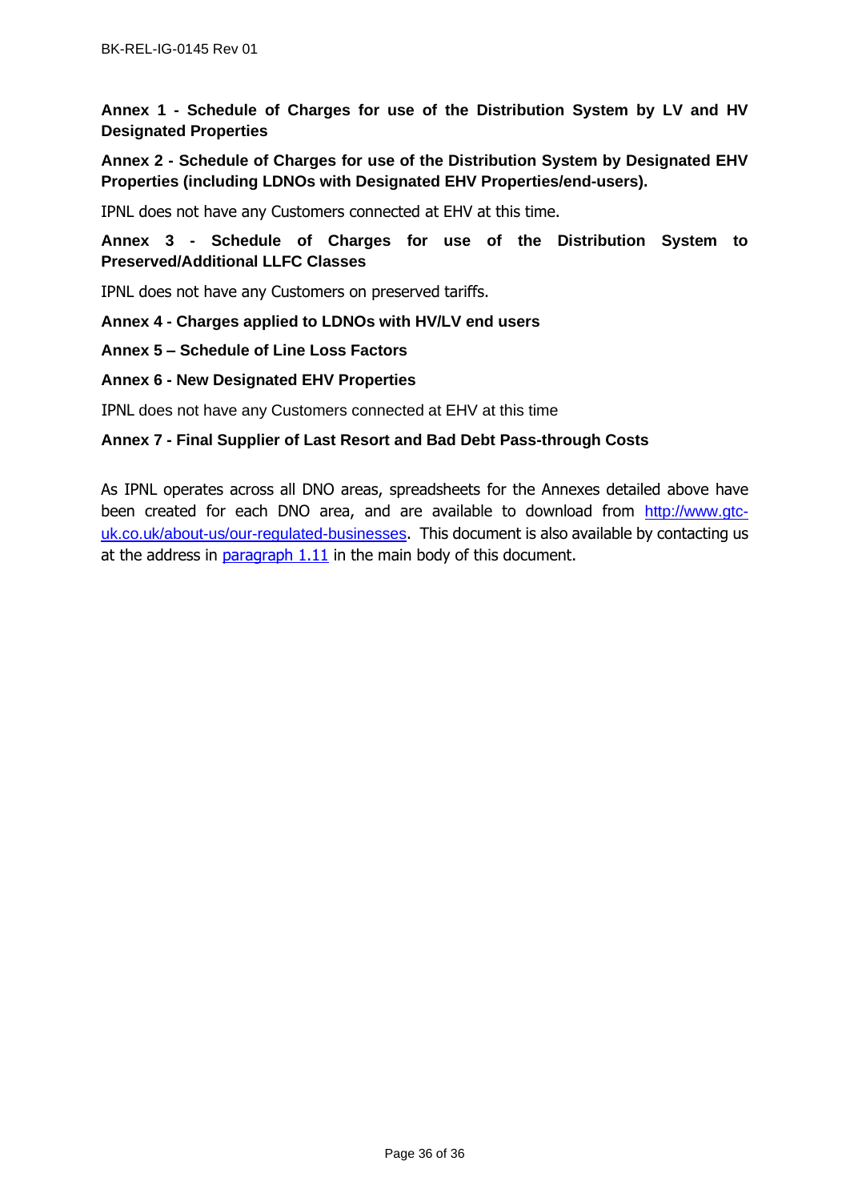**Annex 1 - Schedule of Charges for use of the Distribution System by LV and HV Designated Properties**

**Annex 2 - Schedule of Charges for use of the Distribution System by Designated EHV Properties (including LDNOs with Designated EHV Properties/end-users).**

IPNL does not have any Customers connected at EHV at this time.

**Annex 3 - Schedule of Charges for use of the Distribution System to Preserved/Additional LLFC Classes**

IPNL does not have any Customers on preserved tariffs.

**Annex 4 - Charges applied to LDNOs with HV/LV end users**

**Annex 5 – Schedule of Line Loss Factors**

**Annex 6 - New Designated EHV Properties**

IPNL does not have any Customers connected at EHV at this time

**Annex 7 - Final Supplier of Last Resort and Bad Debt Pass-through Costs**

As IPNL operates across all DNO areas, spreadsheets for the Annexes detailed above have been created for each DNO area, and are available to download from http://www.gtc-uk.co.uk/about-us/our-regulated-businesses. This document is also available by contacting us at the address in paragraph 1.11 in the main body of this document.